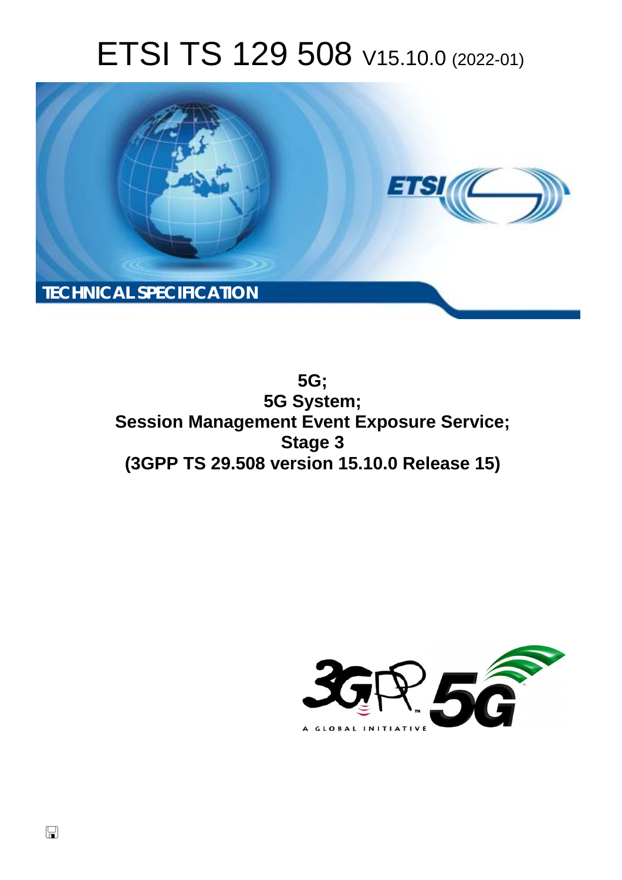# ETSI TS 129 508 V15.10.0 (2022-01)

TECHNICAL SPECIFICATION

**5G;**
**5G System;**
**Session Management Event Exposure Service;**
**Stage 3**
**(3GPP TS 29.508 version 15.10.0 Release 15)**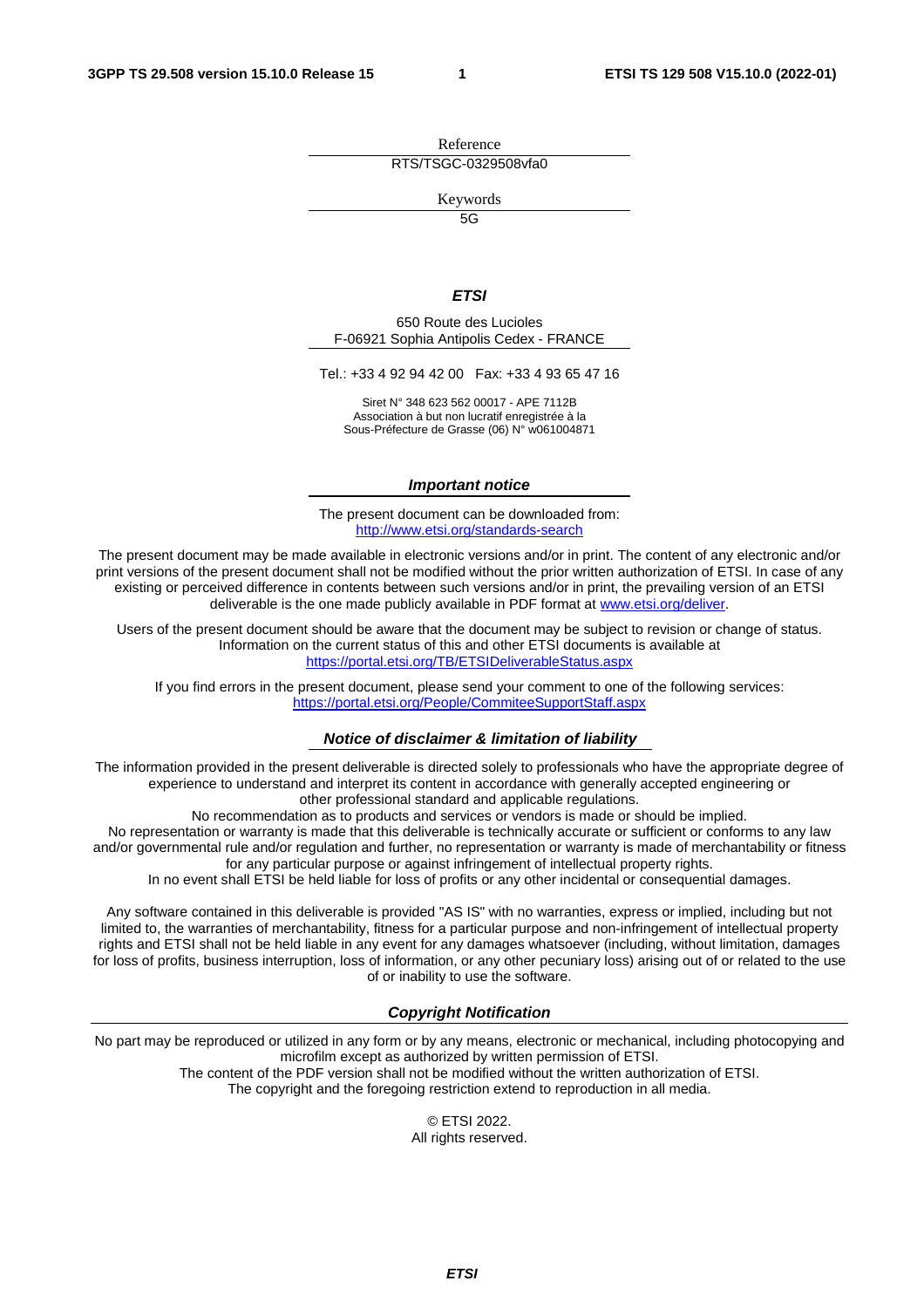Reference

RTS/TSGC-0329508vfa0

Keywords

5G

***ETSI***

650 Route des Lucioles
F-06921 Sophia Antipolis Cedex - FRANCE

Tel.: +33 4 92 94 42 00   Fax: +33 4 93 65 47 16

Siret N° 348 623 562 00017 - APE 7112B
Association à but non lucratif enregistrée à la
Sous-Préfecture de Grasse (06) N° w061004871

***Important notice***

The present document can be downloaded from:
http://www.etsi.org/standards-search

The present document may be made available in electronic versions and/or in print. The content of any electronic and/or print versions of the present document shall not be modified without the prior written authorization of ETSI. In case of any existing or perceived difference in contents between such versions and/or in print, the prevailing version of an ETSI deliverable is the one made publicly available in PDF format at www.etsi.org/deliver.

Users of the present document should be aware that the document may be subject to revision or change of status. Information on the current status of this and other ETSI documents is available at
https://portal.etsi.org/TB/ETSIDeliverableStatus.aspx

If you find errors in the present document, please send your comment to one of the following services:
https://portal.etsi.org/People/CommiteeSupportStaff.aspx

***Notice of disclaimer & limitation of liability***

The information provided in the present deliverable is directed solely to professionals who have the appropriate degree of experience to understand and interpret its content in accordance with generally accepted engineering or other professional standard and applicable regulations.
No recommendation as to products and services or vendors is made or should be implied.
No representation or warranty is made that this deliverable is technically accurate or sufficient or conforms to any law and/or governmental rule and/or regulation and further, no representation or warranty is made of merchantability or fitness for any particular purpose or against infringement of intellectual property rights.
In no event shall ETSI be held liable for loss of profits or any other incidental or consequential damages.

Any software contained in this deliverable is provided "AS IS" with no warranties, express or implied, including but not limited to, the warranties of merchantability, fitness for a particular purpose and non-infringement of intellectual property rights and ETSI shall not be held liable in any event for any damages whatsoever (including, without limitation, damages for loss of profits, business interruption, loss of information, or any other pecuniary loss) arising out of or related to the use of or inability to use the software.

***Copyright Notification***

No part may be reproduced or utilized in any form or by any means, electronic or mechanical, including photocopying and microfilm except as authorized by written permission of ETSI.
The content of the PDF version shall not be modified without the written authorization of ETSI.
The copyright and the foregoing restriction extend to reproduction in all media.

© ETSI 2022.
All rights reserved.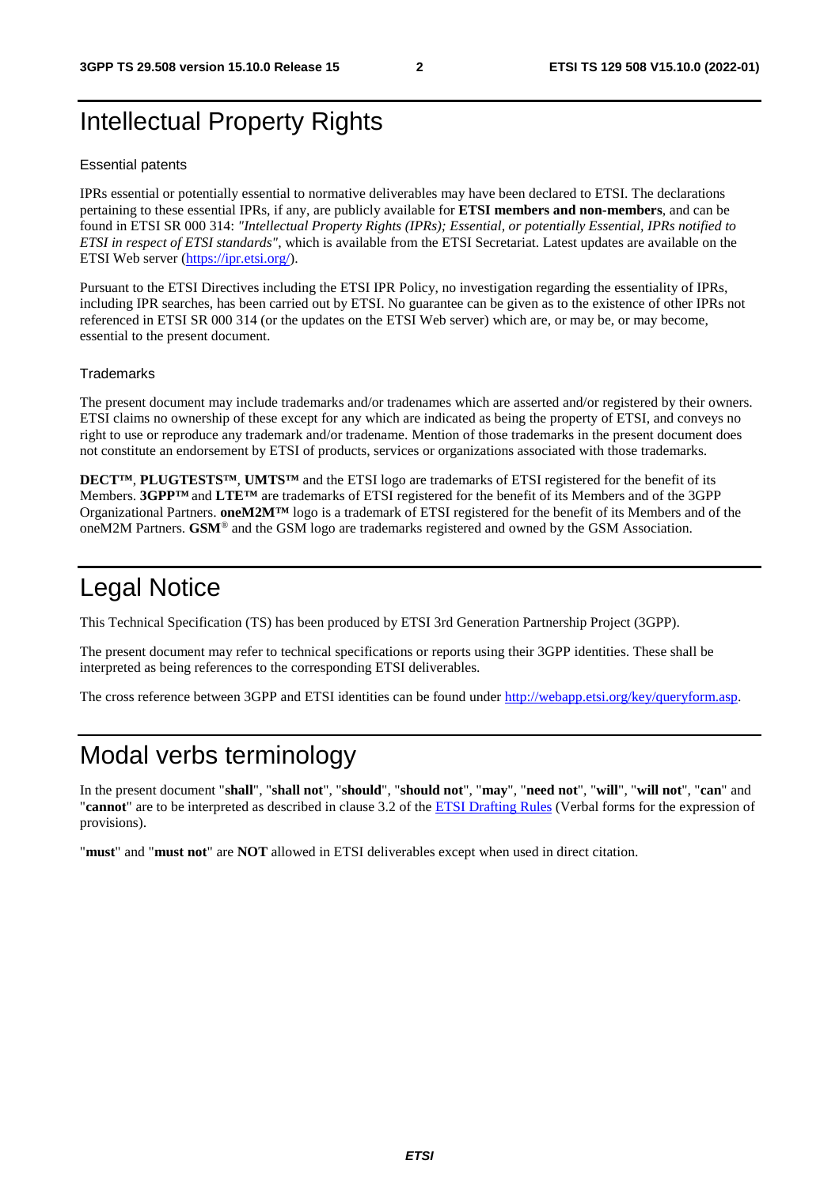# Intellectual Property Rights

## Essential patents

IPRs essential or potentially essential to normative deliverables may have been declared to ETSI. The declarations pertaining to these essential IPRs, if any, are publicly available for **ETSI members and non-members**, and can be found in ETSI SR 000 314: *"Intellectual Property Rights (IPRs); Essential, or potentially Essential, IPRs notified to ETSI in respect of ETSI standards"*, which is available from the ETSI Secretariat. Latest updates are available on the ETSI Web server (https://ipr.etsi.org/).

Pursuant to the ETSI Directives including the ETSI IPR Policy, no investigation regarding the essentiality of IPRs, including IPR searches, has been carried out by ETSI. No guarantee can be given as to the existence of other IPRs not referenced in ETSI SR 000 314 (or the updates on the ETSI Web server) which are, or may be, or may become, essential to the present document.

## Trademarks

The present document may include trademarks and/or tradenames which are asserted and/or registered by their owners. ETSI claims no ownership of these except for any which are indicated as being the property of ETSI, and conveys no right to use or reproduce any trademark and/or tradename. Mention of those trademarks in the present document does not constitute an endorsement by ETSI of products, services or organizations associated with those trademarks.

**DECT™**, **PLUGTESTS™**, **UMTS™** and the ETSI logo are trademarks of ETSI registered for the benefit of its Members. **3GPP™** and **LTE™** are trademarks of ETSI registered for the benefit of its Members and of the 3GPP Organizational Partners. **oneM2M™** logo is a trademark of ETSI registered for the benefit of its Members and of the oneM2M Partners. **GSM**® and the GSM logo are trademarks registered and owned by the GSM Association.

# Legal Notice

This Technical Specification (TS) has been produced by ETSI 3rd Generation Partnership Project (3GPP).

The present document may refer to technical specifications or reports using their 3GPP identities. These shall be interpreted as being references to the corresponding ETSI deliverables.

The cross reference between 3GPP and ETSI identities can be found under http://webapp.etsi.org/key/queryform.asp.

# Modal verbs terminology

In the present document "**shall**", "**shall not**", "**should**", "**should not**", "**may**", "**need not**", "**will**", "**will not**", "**can**" and "**cannot**" are to be interpreted as described in clause 3.2 of the ETSI Drafting Rules (Verbal forms for the expression of provisions).

"**must**" and "**must not**" are **NOT** allowed in ETSI deliverables except when used in direct citation.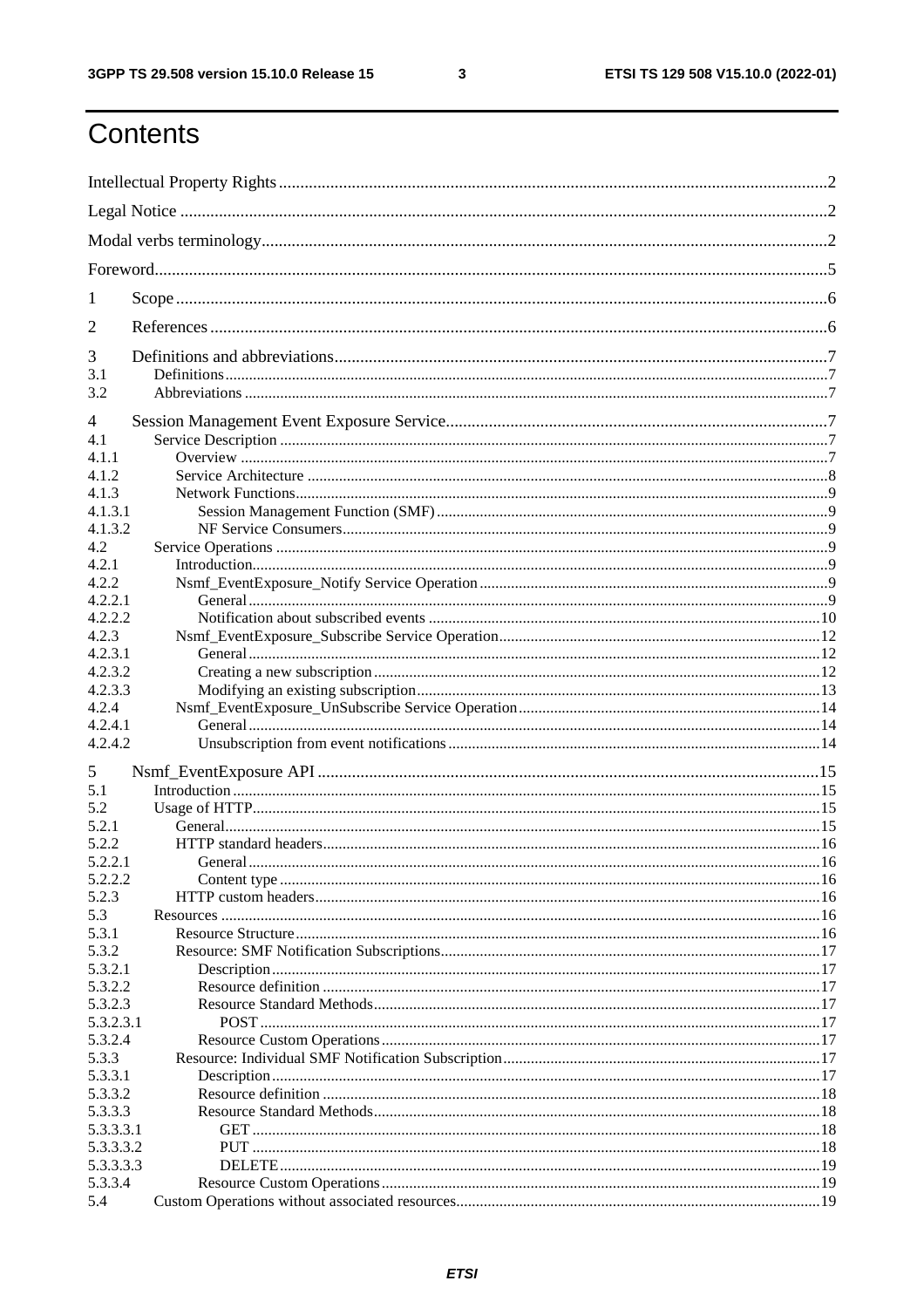# Contents

Intellectual Property Rights ..... 2

Legal Notice ..... 2

Modal verbs terminology ..... 2

Foreword ..... 5

1 Scope ..... 6

2 References ..... 6

3 Definitions and abbreviations ..... 7

3.1 Definitions ..... 7

3.2 Abbreviations ..... 7

4 Session Management Event Exposure Service ..... 7

4.1 Service Description ..... 7

4.1.1 Overview ..... 7

4.1.2 Service Architecture ..... 8

4.1.3 Network Functions ..... 9

4.1.3.1 Session Management Function (SMF) ..... 9

4.1.3.2 NF Service Consumers ..... 9

4.2 Service Operations ..... 9

4.2.1 Introduction ..... 9

4.2.2 Nsmf_EventExposure_Notify Service Operation ..... 9

4.2.2.1 General ..... 9

4.2.2.2 Notification about subscribed events ..... 10

4.2.3 Nsmf_EventExposure_Subscribe Service Operation ..... 12

4.2.3.1 General ..... 12

4.2.3.2 Creating a new subscription ..... 12

4.2.3.3 Modifying an existing subscription ..... 13

4.2.4 Nsmf_EventExposure_UnSubscribe Service Operation ..... 14

4.2.4.1 General ..... 14

4.2.4.2 Unsubscription from event notifications ..... 14

5 Nsmf_EventExposure API ..... 15

5.1 Introduction ..... 15

5.2 Usage of HTTP ..... 15

5.2.1 General ..... 15

5.2.2 HTTP standard headers ..... 16

5.2.2.1 General ..... 16

5.2.2.2 Content type ..... 16

5.2.3 HTTP custom headers ..... 16

5.3 Resources ..... 16

5.3.1 Resource Structure ..... 16

5.3.2 Resource: SMF Notification Subscriptions ..... 17

5.3.2.1 Description ..... 17

5.3.2.2 Resource definition ..... 17

5.3.2.3 Resource Standard Methods ..... 17

5.3.2.3.1 POST ..... 17

5.3.2.4 Resource Custom Operations ..... 17

5.3.3 Resource: Individual SMF Notification Subscription ..... 17

5.3.3.1 Description ..... 17

5.3.3.2 Resource definition ..... 18

5.3.3.3 Resource Standard Methods ..... 18

5.3.3.3.1 GET ..... 18

5.3.3.3.2 PUT ..... 18

5.3.3.3.3 DELETE ..... 19

5.3.3.4 Resource Custom Operations ..... 19

5.4 Custom Operations without associated resources ..... 19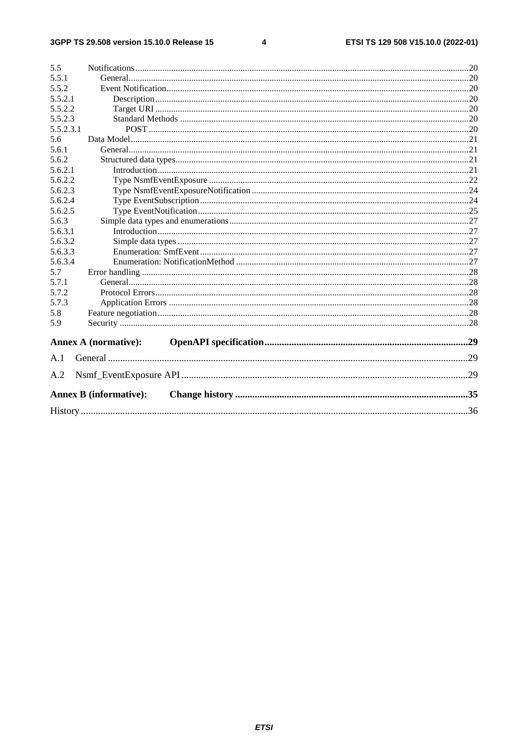| | | |
|---|---|---|
| 5.5 | Notifications | 20 |
| 5.5.1 | General | 20 |
| 5.5.2 | Event Notification | 20 |
| 5.5.2.1 | Description | 20 |
| 5.5.2.2 | Target URI | 20 |
| 5.5.2.3 | Standard Methods | 20 |
| 5.5.2.3.1 | POST | 20 |
| 5.6 | Data Model | 21 |
| 5.6.1 | General | 21 |
| 5.6.2 | Structured data types | 21 |
| 5.6.2.1 | Introduction | 21 |
| 5.6.2.2 | Type NsmfEventExposure | 22 |
| 5.6.2.3 | Type NsmfEventExposureNotification | 24 |
| 5.6.2.4 | Type EventSubscription | 24 |
| 5.6.2.5 | Type EventNotification | 25 |
| 5.6.3 | Simple data types and enumerations | 27 |
| 5.6.3.1 | Introduction | 27 |
| 5.6.3.2 | Simple data types | 27 |
| 5.6.3.3 | Enumeration: SmfEvent | 27 |
| 5.6.3.4 | Enumeration: NotificationMethod | 27 |
| 5.7 | Error handling | 28 |
| 5.7.1 | General | 28 |
| 5.7.2 | Protocol Errors | 28 |
| 5.7.3 | Application Errors | 28 |
| 5.8 | Feature negotiation | 28 |
| 5.9 | Security | 28 |
| **Annex A (normative):** | **OpenAPI specification** | **29** |
| A.1 | General | 29 |
| A.2 | Nsmf_EventExposure API | 29 |
| **Annex B (informative):** | **Change history** | **35** |
| History | | 36 |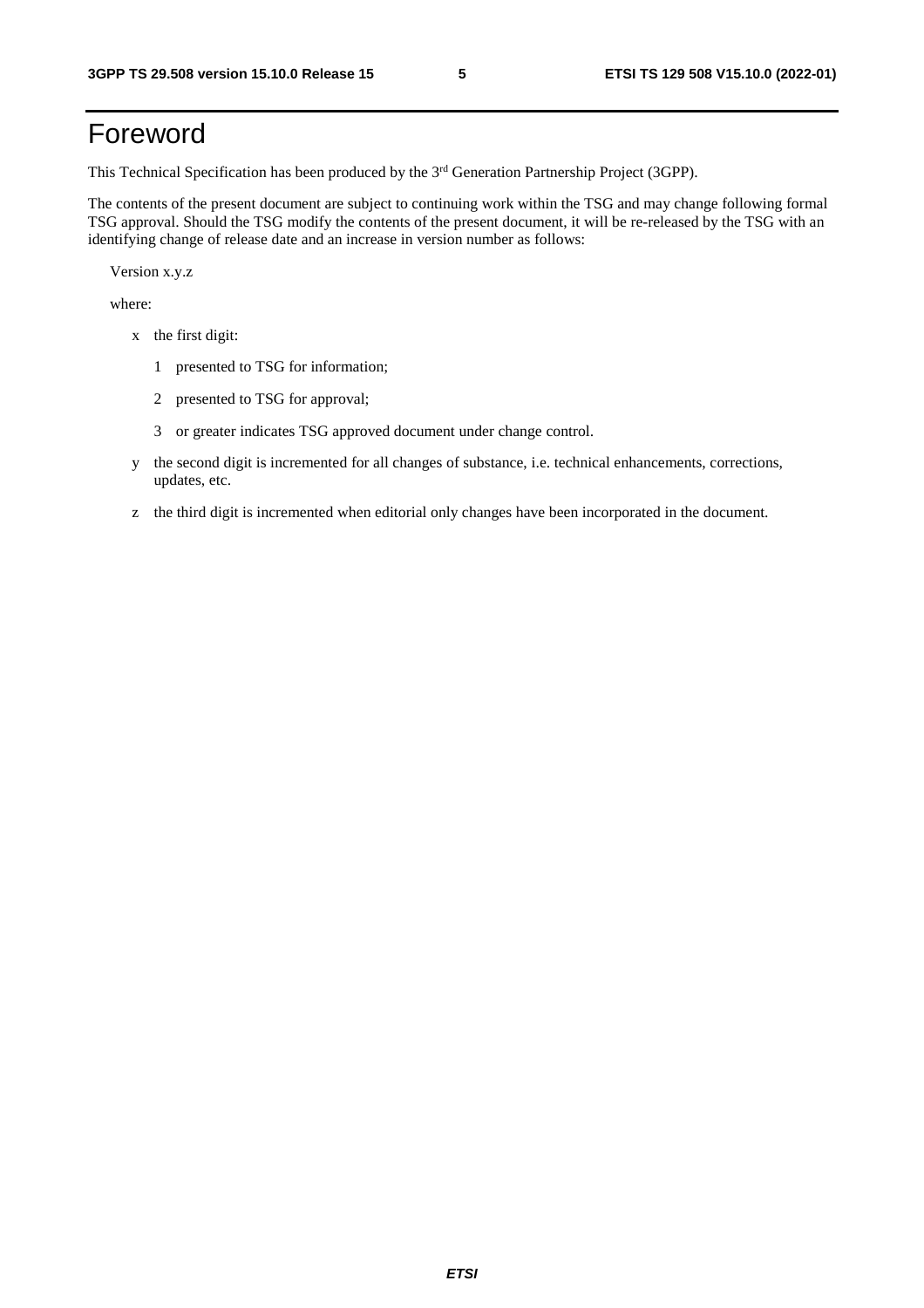# Foreword

This Technical Specification has been produced by the 3rd Generation Partnership Project (3GPP).

The contents of the present document are subject to continuing work within the TSG and may change following formal TSG approval. Should the TSG modify the contents of the present document, it will be re-released by the TSG with an identifying change of release date and an increase in version number as follows:

Version x.y.z

where:

- x the first digit:
  - 1 presented to TSG for information;
  - 2 presented to TSG for approval;
  - 3 or greater indicates TSG approved document under change control.
- y the second digit is incremented for all changes of substance, i.e. technical enhancements, corrections, updates, etc.
- z the third digit is incremented when editorial only changes have been incorporated in the document.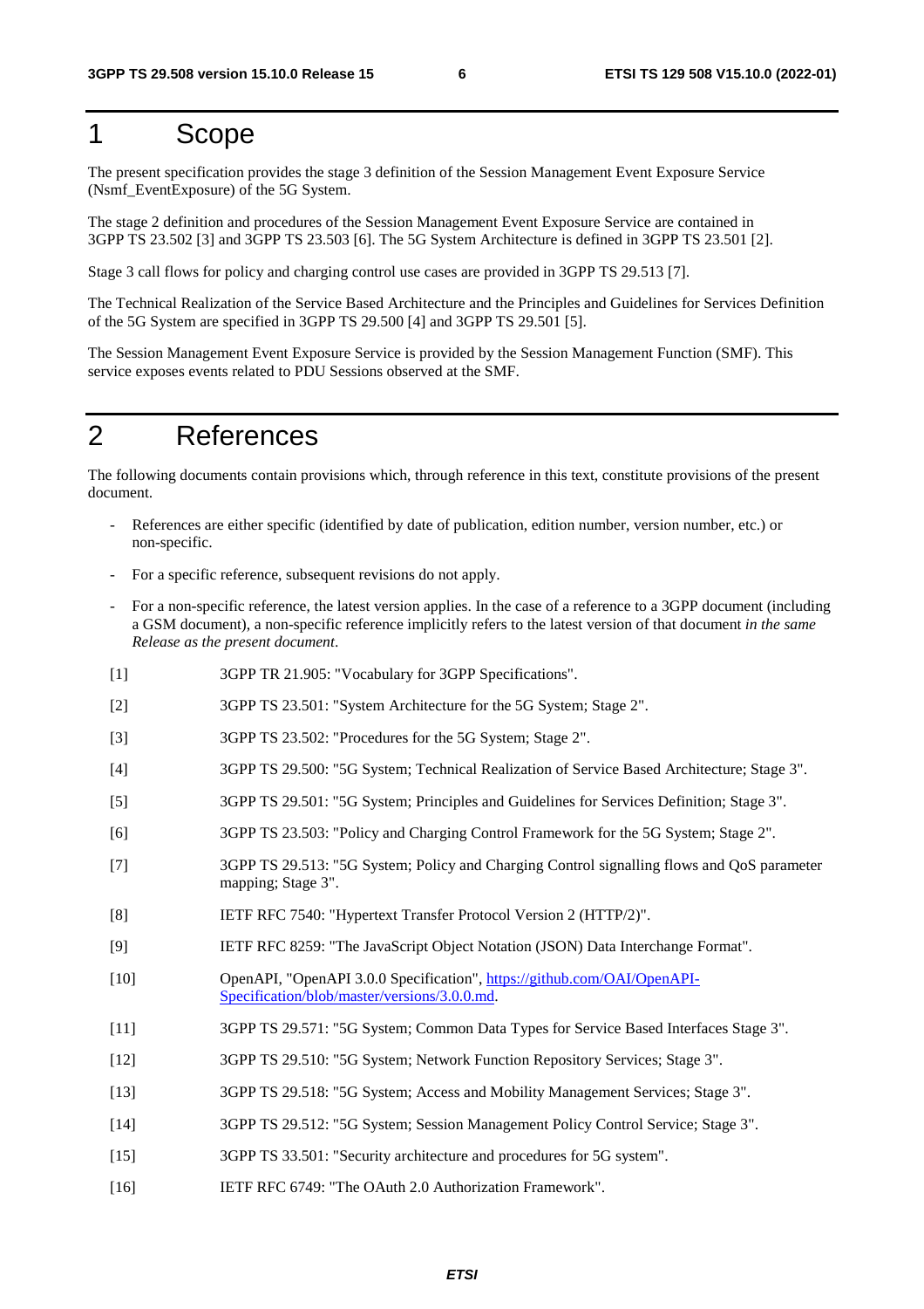# 1 Scope

The present specification provides the stage 3 definition of the Session Management Event Exposure Service (Nsmf_EventExposure) of the 5G System.

The stage 2 definition and procedures of the Session Management Event Exposure Service are contained in 3GPP TS 23.502 [3] and 3GPP TS 23.503 [6]. The 5G System Architecture is defined in 3GPP TS 23.501 [2].

Stage 3 call flows for policy and charging control use cases are provided in 3GPP TS 29.513 [7].

The Technical Realization of the Service Based Architecture and the Principles and Guidelines for Services Definition of the 5G System are specified in 3GPP TS 29.500 [4] and 3GPP TS 29.501 [5].

The Session Management Event Exposure Service is provided by the Session Management Function (SMF). This service exposes events related to PDU Sessions observed at the SMF.

# 2 References

The following documents contain provisions which, through reference in this text, constitute provisions of the present document.

- References are either specific (identified by date of publication, edition number, version number, etc.) or non-specific.
- For a specific reference, subsequent revisions do not apply.
- For a non-specific reference, the latest version applies. In the case of a reference to a 3GPP document (including a GSM document), a non-specific reference implicitly refers to the latest version of that document *in the same Release as the present document*.

[1] 3GPP TR 21.905: "Vocabulary for 3GPP Specifications".

[2] 3GPP TS 23.501: "System Architecture for the 5G System; Stage 2".

[3] 3GPP TS 23.502: "Procedures for the 5G System; Stage 2".

[4] 3GPP TS 29.500: "5G System; Technical Realization of Service Based Architecture; Stage 3".

[5] 3GPP TS 29.501: "5G System; Principles and Guidelines for Services Definition; Stage 3".

[6] 3GPP TS 23.503: "Policy and Charging Control Framework for the 5G System; Stage 2".

[7] 3GPP TS 29.513: "5G System; Policy and Charging Control signalling flows and QoS parameter mapping; Stage 3".

[8] IETF RFC 7540: "Hypertext Transfer Protocol Version 2 (HTTP/2)".

[9] IETF RFC 8259: "The JavaScript Object Notation (JSON) Data Interchange Format".

[10] OpenAPI, "OpenAPI 3.0.0 Specification", https://github.com/OAI/OpenAPI-Specification/blob/master/versions/3.0.0.md.

[11] 3GPP TS 29.571: "5G System; Common Data Types for Service Based Interfaces Stage 3".

[12] 3GPP TS 29.510: "5G System; Network Function Repository Services; Stage 3".

[13] 3GPP TS 29.518: "5G System; Access and Mobility Management Services; Stage 3".

[14] 3GPP TS 29.512: "5G System; Session Management Policy Control Service; Stage 3".

[15] 3GPP TS 33.501: "Security architecture and procedures for 5G system".

[16] IETF RFC 6749: "The OAuth 2.0 Authorization Framework".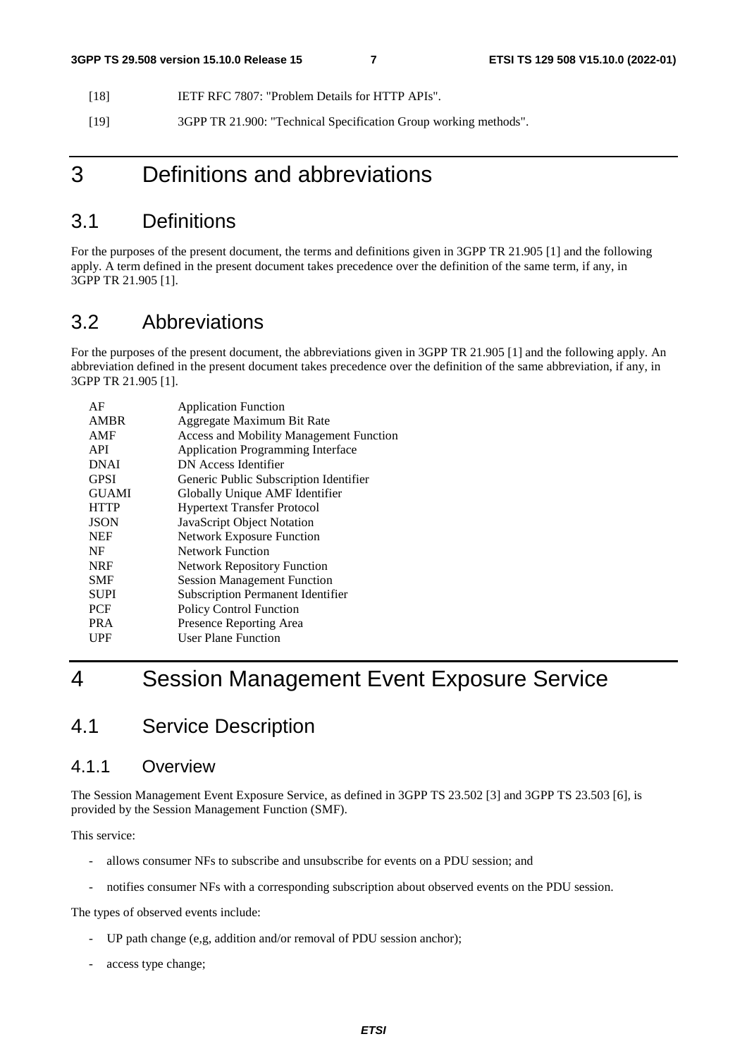[18] IETF RFC 7807: "Problem Details for HTTP APIs".

[19] 3GPP TR 21.900: "Technical Specification Group working methods".

# 3 Definitions and abbreviations

## 3.1 Definitions

For the purposes of the present document, the terms and definitions given in 3GPP TR 21.905 [1] and the following apply. A term defined in the present document takes precedence over the definition of the same term, if any, in 3GPP TR 21.905 [1].

## 3.2 Abbreviations

For the purposes of the present document, the abbreviations given in 3GPP TR 21.905 [1] and the following apply. An abbreviation defined in the present document takes precedence over the definition of the same abbreviation, if any, in 3GPP TR 21.905 [1].

| | |
|---|---|
| AF | Application Function |
| AMBR | Aggregate Maximum Bit Rate |
| AMF | Access and Mobility Management Function |
| API | Application Programming Interface |
| DNAI | DN Access Identifier |
| GPSI | Generic Public Subscription Identifier |
| GUAMI | Globally Unique AMF Identifier |
| HTTP | Hypertext Transfer Protocol |
| JSON | JavaScript Object Notation |
| NEF | Network Exposure Function |
| NF | Network Function |
| NRF | Network Repository Function |
| SMF | Session Management Function |
| SUPI | Subscription Permanent Identifier |
| PCF | Policy Control Function |
| PRA | Presence Reporting Area |
| UPF | User Plane Function |

# 4 Session Management Event Exposure Service

## 4.1 Service Description

### 4.1.1 Overview

The Session Management Event Exposure Service, as defined in 3GPP TS 23.502 [3] and 3GPP TS 23.503 [6], is provided by the Session Management Function (SMF).

This service:

- allows consumer NFs to subscribe and unsubscribe for events on a PDU session; and
- notifies consumer NFs with a corresponding subscription about observed events on the PDU session.

The types of observed events include:

- UP path change (e,g, addition and/or removal of PDU session anchor);
- access type change;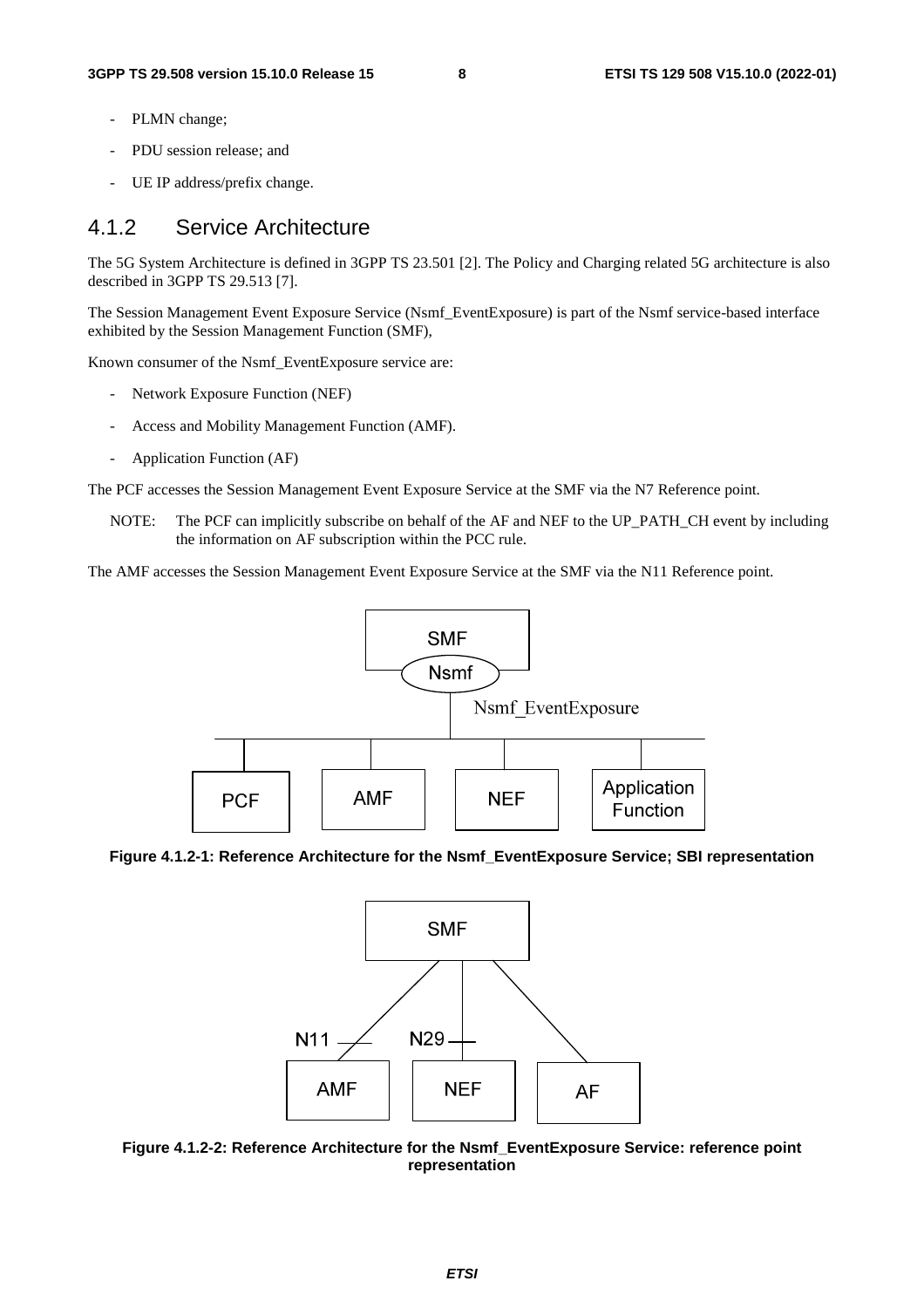- PLMN change;
- PDU session release; and
- UE IP address/prefix change.

### 4.1.2 Service Architecture

The 5G System Architecture is defined in 3GPP TS 23.501 [2]. The Policy and Charging related 5G architecture is also described in 3GPP TS 29.513 [7].

The Session Management Event Exposure Service (Nsmf_EventExposure) is part of the Nsmf service-based interface exhibited by the Session Management Function (SMF),

Known consumer of the Nsmf_EventExposure service are:

- Network Exposure Function (NEF)
- Access and Mobility Management Function (AMF).
- Application Function (AF)

The PCF accesses the Session Management Event Exposure Service at the SMF via the N7 Reference point.

NOTE: The PCF can implicitly subscribe on behalf of the AF and NEF to the UP_PATH_CH event by including the information on AF subscription within the PCC rule.

The AMF accesses the Session Management Event Exposure Service at the SMF via the N11 Reference point.

**Figure 4.1.2-1: Reference Architecture for the Nsmf_EventExposure Service; SBI representation**

**Figure 4.1.2-2: Reference Architecture for the Nsmf_EventExposure Service: reference point representation**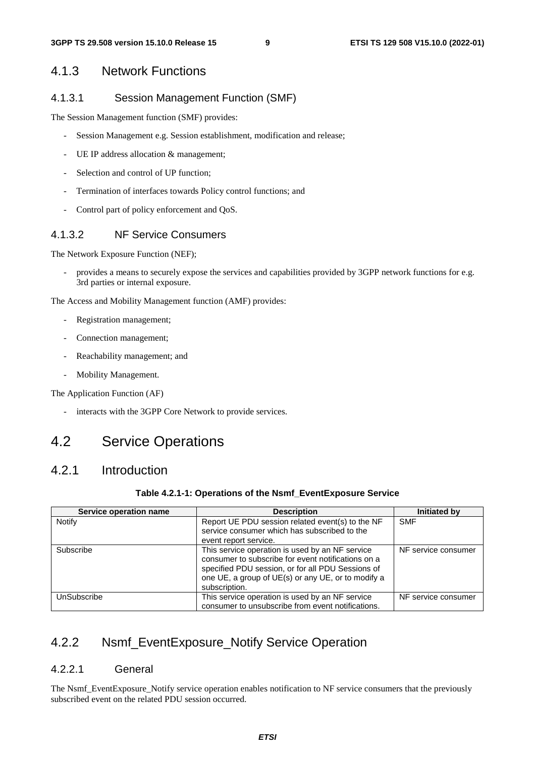### 4.1.3 Network Functions

#### 4.1.3.1 Session Management Function (SMF)

The Session Management function (SMF) provides:

- Session Management e.g. Session establishment, modification and release;
- UE IP address allocation & management;
- Selection and control of UP function;
- Termination of interfaces towards Policy control functions; and
- Control part of policy enforcement and QoS.

#### 4.1.3.2 NF Service Consumers

The Network Exposure Function (NEF);

- provides a means to securely expose the services and capabilities provided by 3GPP network functions for e.g. 3rd parties or internal exposure.

The Access and Mobility Management function (AMF) provides:

- Registration management;
- Connection management;
- Reachability management; and
- Mobility Management.

The Application Function (AF)

- interacts with the 3GPP Core Network to provide services.

## 4.2 Service Operations

### 4.2.1 Introduction

**Table 4.2.1-1: Operations of the Nsmf_EventExposure Service**

| Service operation name | Description | Initiated by |
| --- | --- | --- |
| Notify | Report UE PDU session related event(s) to the NF service consumer which has subscribed to the event report service. | SMF |
| Subscribe | This service operation is used by an NF service consumer to subscribe for event notifications on a specified PDU session, or for all PDU Sessions of one UE, a group of UE(s) or any UE, or to modify a subscription. | NF service consumer |
| UnSubscribe | This service operation is used by an NF service consumer to unsubscribe from event notifications. | NF service consumer |

### 4.2.2 Nsmf_EventExposure_Notify Service Operation

#### 4.2.2.1 General

The Nsmf_EventExposure_Notify service operation enables notification to NF service consumers that the previously subscribed event on the related PDU session occurred.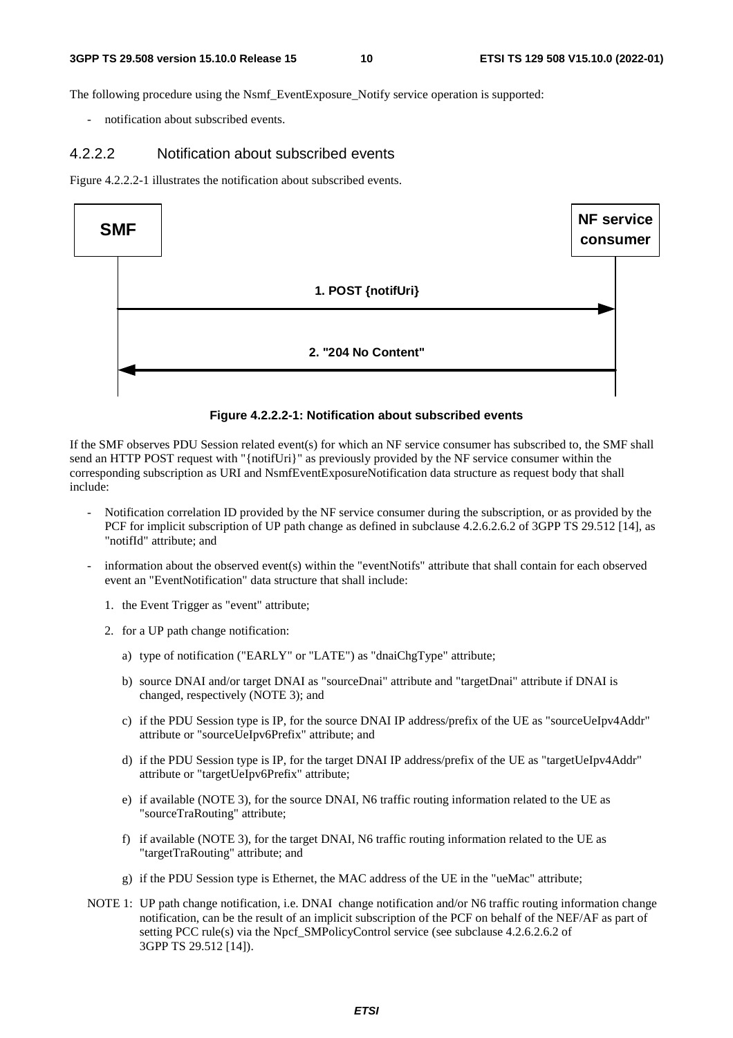The following procedure using the Nsmf_EventExposure_Notify service operation is supported:

- notification about subscribed events.

#### 4.2.2.2 Notification about subscribed events

Figure 4.2.2.2-1 illustrates the notification about subscribed events.

SMF | NF service consumer

1. POST {notifUri}

2. "204 No Content"

**Figure 4.2.2.2-1: Notification about subscribed events**

If the SMF observes PDU Session related event(s) for which an NF service consumer has subscribed to, the SMF shall send an HTTP POST request with "{notifUri}" as previously provided by the NF service consumer within the corresponding subscription as URI and NsmfEventExposureNotification data structure as request body that shall include:

- Notification correlation ID provided by the NF service consumer during the subscription, or as provided by the PCF for implicit subscription of UP path change as defined in subclause 4.2.6.2.6.2 of 3GPP TS 29.512 [14], as "notifId" attribute; and
- information about the observed event(s) within the "eventNotifs" attribute that shall contain for each observed event an "EventNotification" data structure that shall include:
  1. the Event Trigger as "event" attribute;
  2. for a UP path change notification:
     a) type of notification ("EARLY" or "LATE") as "dnaiChgType" attribute;
     b) source DNAI and/or target DNAI as "sourceDnai" attribute and "targetDnai" attribute if DNAI is changed, respectively (NOTE 3); and
     c) if the PDU Session type is IP, for the source DNAI IP address/prefix of the UE as "sourceUeIpv4Addr" attribute or "sourceUeIpv6Prefix" attribute; and
     d) if the PDU Session type is IP, for the target DNAI IP address/prefix of the UE as "targetUeIpv4Addr" attribute or "targetUeIpv6Prefix" attribute;
     e) if available (NOTE 3), for the source DNAI, N6 traffic routing information related to the UE as "sourceTraRouting" attribute;
     f) if available (NOTE 3), for the target DNAI, N6 traffic routing information related to the UE as "targetTraRouting" attribute; and
     g) if the PDU Session type is Ethernet, the MAC address of the UE in the "ueMac" attribute;

NOTE 1: UP path change notification, i.e. DNAI change notification and/or N6 traffic routing information change notification, can be the result of an implicit subscription of the PCF on behalf of the NEF/AF as part of setting PCC rule(s) via the Npcf_SMPolicyControl service (see subclause 4.2.6.2.6.2 of 3GPP TS 29.512 [14]).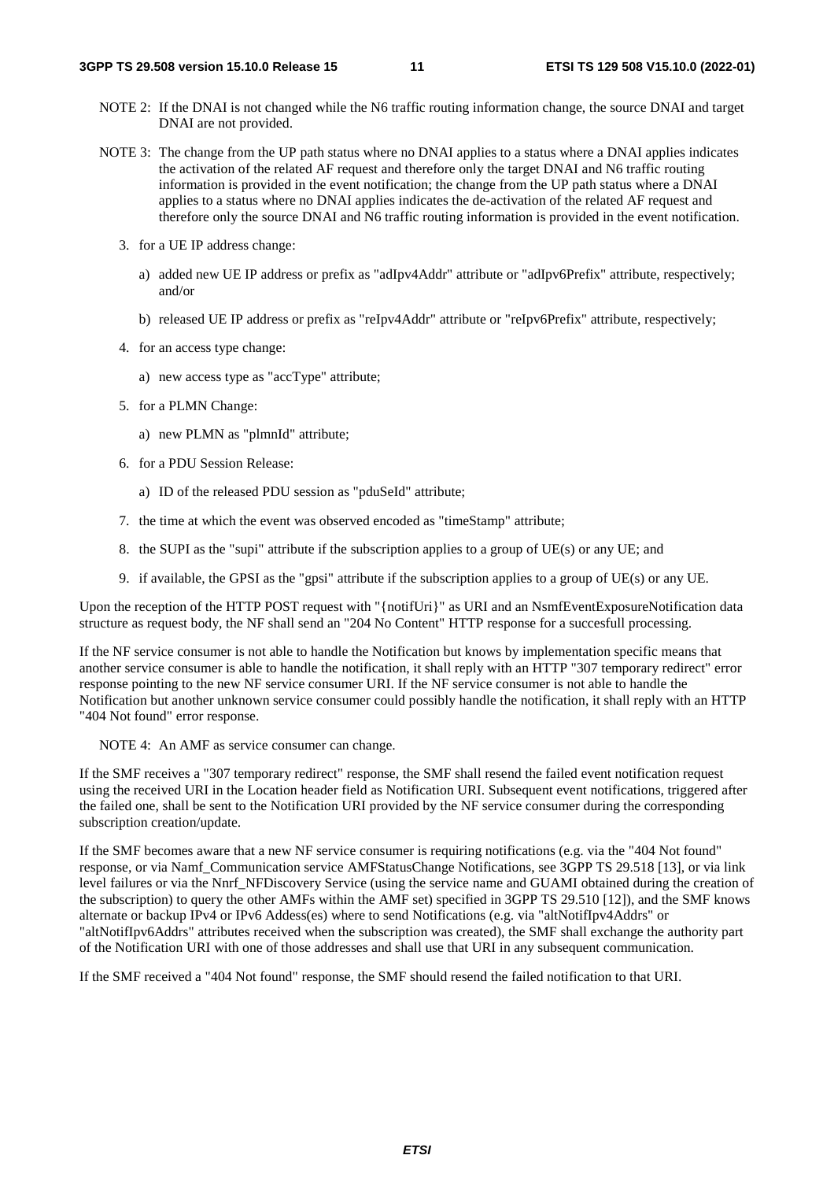NOTE 2: If the DNAI is not changed while the N6 traffic routing information change, the source DNAI and target DNAI are not provided.

NOTE 3: The change from the UP path status where no DNAI applies to a status where a DNAI applies indicates the activation of the related AF request and therefore only the target DNAI and N6 traffic routing information is provided in the event notification; the change from the UP path status where a DNAI applies to a status where no DNAI applies indicates the de-activation of the related AF request and therefore only the source DNAI and N6 traffic routing information is provided in the event notification.

3. for a UE IP address change:

   a) added new UE IP address or prefix as "adIpv4Addr" attribute or "adIpv6Prefix" attribute, respectively; and/or

   b) released UE IP address or prefix as "reIpv4Addr" attribute or "reIpv6Prefix" attribute, respectively;

4. for an access type change:

   a) new access type as "accType" attribute;

5. for a PLMN Change:

   a) new PLMN as "plmnId" attribute;

6. for a PDU Session Release:

   a) ID of the released PDU session as "pduSeId" attribute;

7. the time at which the event was observed encoded as "timeStamp" attribute;

8. the SUPI as the "supi" attribute if the subscription applies to a group of UE(s) or any UE; and

9. if available, the GPSI as the "gpsi" attribute if the subscription applies to a group of UE(s) or any UE.

Upon the reception of the HTTP POST request with "{notifUri}" as URI and an NsmfEventExposureNotification data structure as request body, the NF shall send an "204 No Content" HTTP response for a succesfull processing.

If the NF service consumer is not able to handle the Notification but knows by implementation specific means that another service consumer is able to handle the notification, it shall reply with an HTTP "307 temporary redirect" error response pointing to the new NF service consumer URI. If the NF service consumer is not able to handle the Notification but another unknown service consumer could possibly handle the notification, it shall reply with an HTTP "404 Not found" error response.

NOTE 4: An AMF as service consumer can change.

If the SMF receives a "307 temporary redirect" response, the SMF shall resend the failed event notification request using the received URI in the Location header field as Notification URI. Subsequent event notifications, triggered after the failed one, shall be sent to the Notification URI provided by the NF service consumer during the corresponding subscription creation/update.

If the SMF becomes aware that a new NF service consumer is requiring notifications (e.g. via the "404 Not found" response, or via Namf_Communication service AMFStatusChange Notifications, see 3GPP TS 29.518 [13], or via link level failures or via the Nnrf_NFDiscovery Service (using the service name and GUAMI obtained during the creation of the subscription) to query the other AMFs within the AMF set) specified in 3GPP TS 29.510 [12]), and the SMF knows alternate or backup IPv4 or IPv6 Addess(es) where to send Notifications (e.g. via "altNotifIpv4Addrs" or "altNotifIpv6Addrs" attributes received when the subscription was created), the SMF shall exchange the authority part of the Notification URI with one of those addresses and shall use that URI in any subsequent communication.

If the SMF received a "404 Not found" response, the SMF should resend the failed notification to that URI.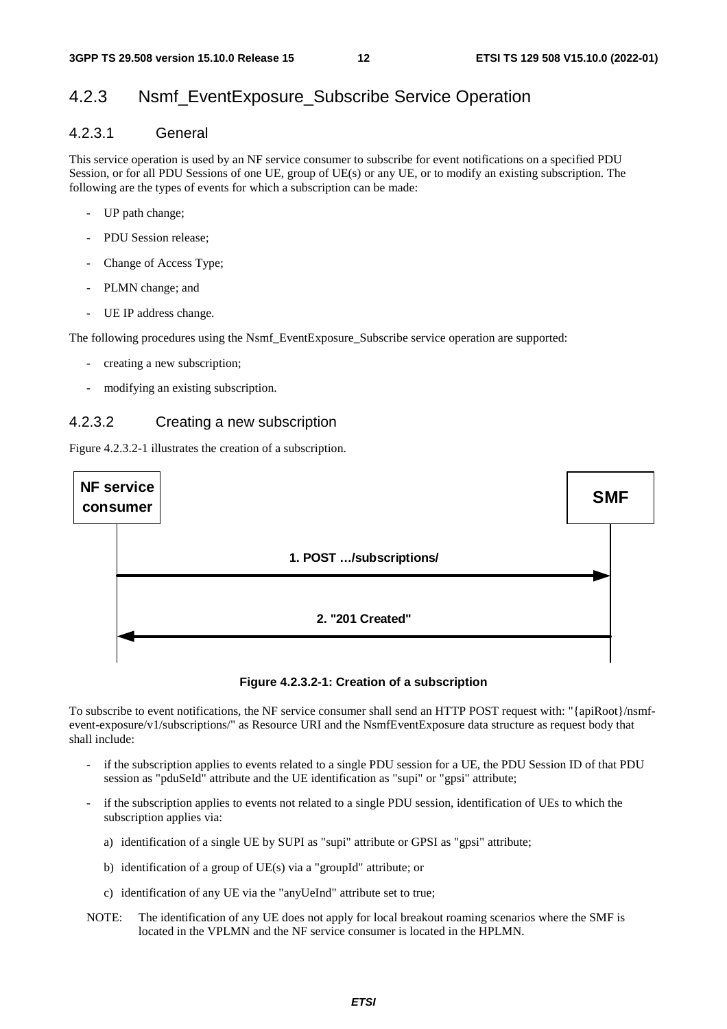## 4.2.3 Nsmf_EventExposure_Subscribe Service Operation

### 4.2.3.1 General

This service operation is used by an NF service consumer to subscribe for event notifications on a specified PDU Session, or for all PDU Sessions of one UE, group of UE(s) or any UE, or to modify an existing subscription. The following are the types of events for which a subscription can be made:

- UP path change;
- PDU Session release;
- Change of Access Type;
- PLMN change; and
- UE IP address change.

The following procedures using the Nsmf_EventExposure_Subscribe service operation are supported:

- creating a new subscription;
- modifying an existing subscription.

### 4.2.3.2 Creating a new subscription

Figure 4.2.3.2-1 illustrates the creation of a subscription.

NF service consumer → SMF: 1. POST …/subscriptions/

SMF → NF service consumer: 2. "201 Created"

**Figure 4.2.3.2-1: Creation of a subscription**

To subscribe to event notifications, the NF service consumer shall send an HTTP POST request with: "{apiRoot}/nsmf-event-exposure/v1/subscriptions/" as Resource URI and the NsmfEventExposure data structure as request body that shall include:

- if the subscription applies to events related to a single PDU session for a UE, the PDU Session ID of that PDU session as "pduSeId" attribute and the UE identification as "supi" or "gpsi" attribute;
- if the subscription applies to events not related to a single PDU session, identification of UEs to which the subscription applies via:
  a) identification of a single UE by SUPI as "supi" attribute or GPSI as "gpsi" attribute;
  b) identification of a group of UE(s) via a "groupId" attribute; or
  c) identification of any UE via the "anyUeInd" attribute set to true;

NOTE: The identification of any UE does not apply for local breakout roaming scenarios where the SMF is located in the VPLMN and the NF service consumer is located in the HPLMN.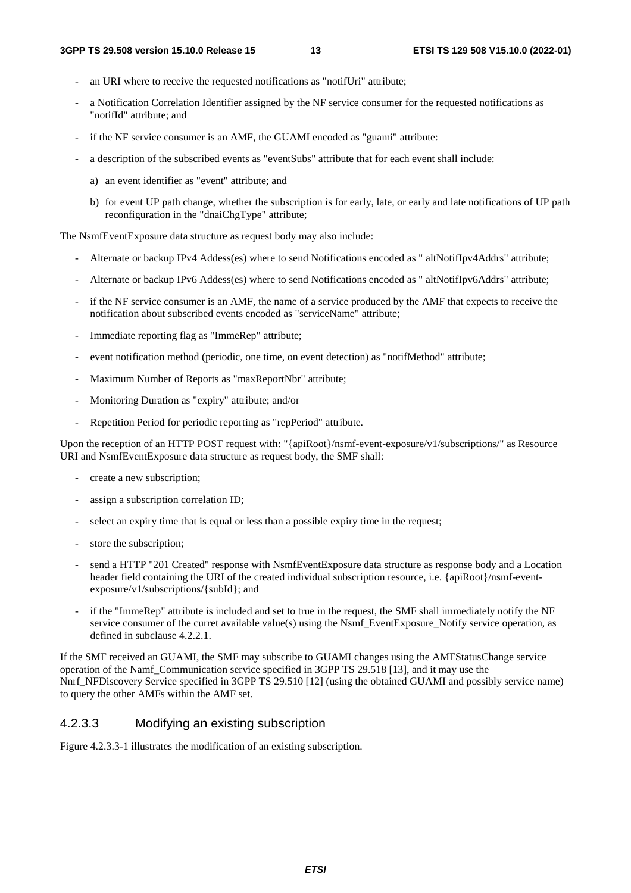- an URI where to receive the requested notifications as "notifUri" attribute;
- a Notification Correlation Identifier assigned by the NF service consumer for the requested notifications as "notifId" attribute; and
- if the NF service consumer is an AMF, the GUAMI encoded as "guami" attribute:
- a description of the subscribed events as "eventSubs" attribute that for each event shall include:
  a) an event identifier as "event" attribute; and
  b) for event UP path change, whether the subscription is for early, late, or early and late notifications of UP path reconfiguration in the "dnaiChgType" attribute;

The NsmfEventExposure data structure as request body may also include:

- Alternate or backup IPv4 Addess(es) where to send Notifications encoded as " altNotifIpv4Addrs" attribute;
- Alternate or backup IPv6 Addess(es) where to send Notifications encoded as " altNotifIpv6Addrs" attribute;
- if the NF service consumer is an AMF, the name of a service produced by the AMF that expects to receive the notification about subscribed events encoded as "serviceName" attribute;
- Immediate reporting flag as "ImmeRep" attribute;
- event notification method (periodic, one time, on event detection) as "notifMethod" attribute;
- Maximum Number of Reports as "maxReportNbr" attribute;
- Monitoring Duration as "expiry" attribute; and/or
- Repetition Period for periodic reporting as "repPeriod" attribute.

Upon the reception of an HTTP POST request with: "{apiRoot}/nsmf-event-exposure/v1/subscriptions/" as Resource URI and NsmfEventExposure data structure as request body, the SMF shall:

- create a new subscription;
- assign a subscription correlation ID;
- select an expiry time that is equal or less than a possible expiry time in the request;
- store the subscription;
- send a HTTP "201 Created" response with NsmfEventExposure data structure as response body and a Location header field containing the URI of the created individual subscription resource, i.e. {apiRoot}/nsmf-event-exposure/v1/subscriptions/{subId}; and
- if the "ImmeRep" attribute is included and set to true in the request, the SMF shall immediately notify the NF service consumer of the curret available value(s) using the Nsmf_EventExposure_Notify service operation, as defined in subclause 4.2.2.1.

If the SMF received an GUAMI, the SMF may subscribe to GUAMI changes using the AMFStatusChange service operation of the Namf_Communication service specified in 3GPP TS 29.518 [13], and it may use the Nnrf_NFDiscovery Service specified in 3GPP TS 29.510 [12] (using the obtained GUAMI and possibly service name) to query the other AMFs within the AMF set.

### 4.2.3.3 Modifying an existing subscription

Figure 4.2.3.3-1 illustrates the modification of an existing subscription.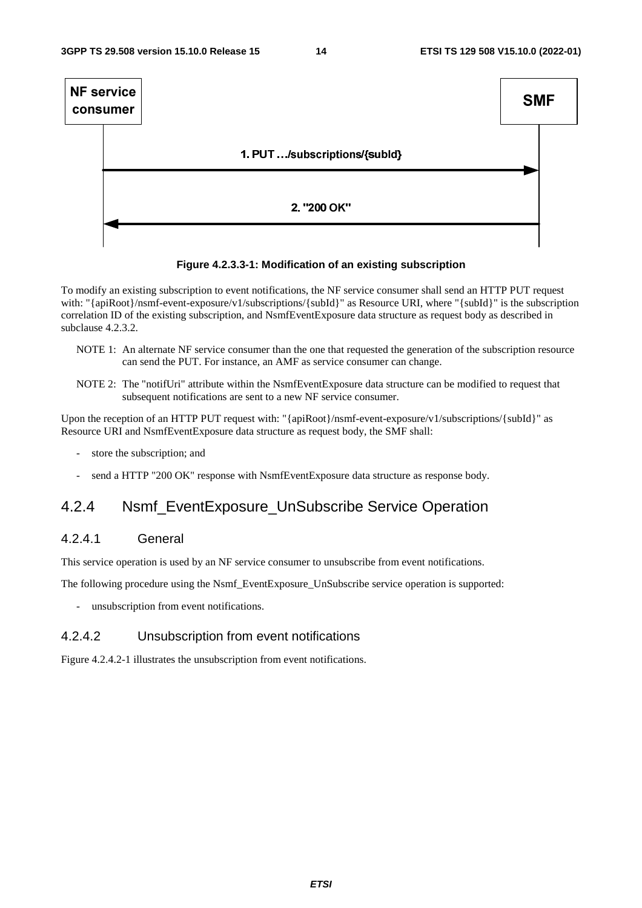Figure 4.2.3.3-1: Modification of an existing subscription

To modify an existing subscription to event notifications, the NF service consumer shall send an HTTP PUT request with: "{apiRoot}/nsmf-event-exposure/v1/subscriptions/{subId}" as Resource URI, where "{subId}" is the subscription correlation ID of the existing subscription, and NsmfEventExposure data structure as request body as described in subclause 4.2.3.2.

NOTE 1: An alternate NF service consumer than the one that requested the generation of the subscription resource can send the PUT. For instance, an AMF as service consumer can change.

NOTE 2: The "notifUri" attribute within the NsmfEventExposure data structure can be modified to request that subsequent notifications are sent to a new NF service consumer.

Upon the reception of an HTTP PUT request with: "{apiRoot}/nsmf-event-exposure/v1/subscriptions/{subId}" as Resource URI and NsmfEventExposure data structure as request body, the SMF shall:

- store the subscription; and
- send a HTTP "200 OK" response with NsmfEventExposure data structure as response body.

## 4.2.4 Nsmf_EventExposure_UnSubscribe Service Operation

### 4.2.4.1 General

This service operation is used by an NF service consumer to unsubscribe from event notifications.

The following procedure using the Nsmf_EventExposure_UnSubscribe service operation is supported:

- unsubscription from event notifications.

### 4.2.4.2 Unsubscription from event notifications

Figure 4.2.4.2-1 illustrates the unsubscription from event notifications.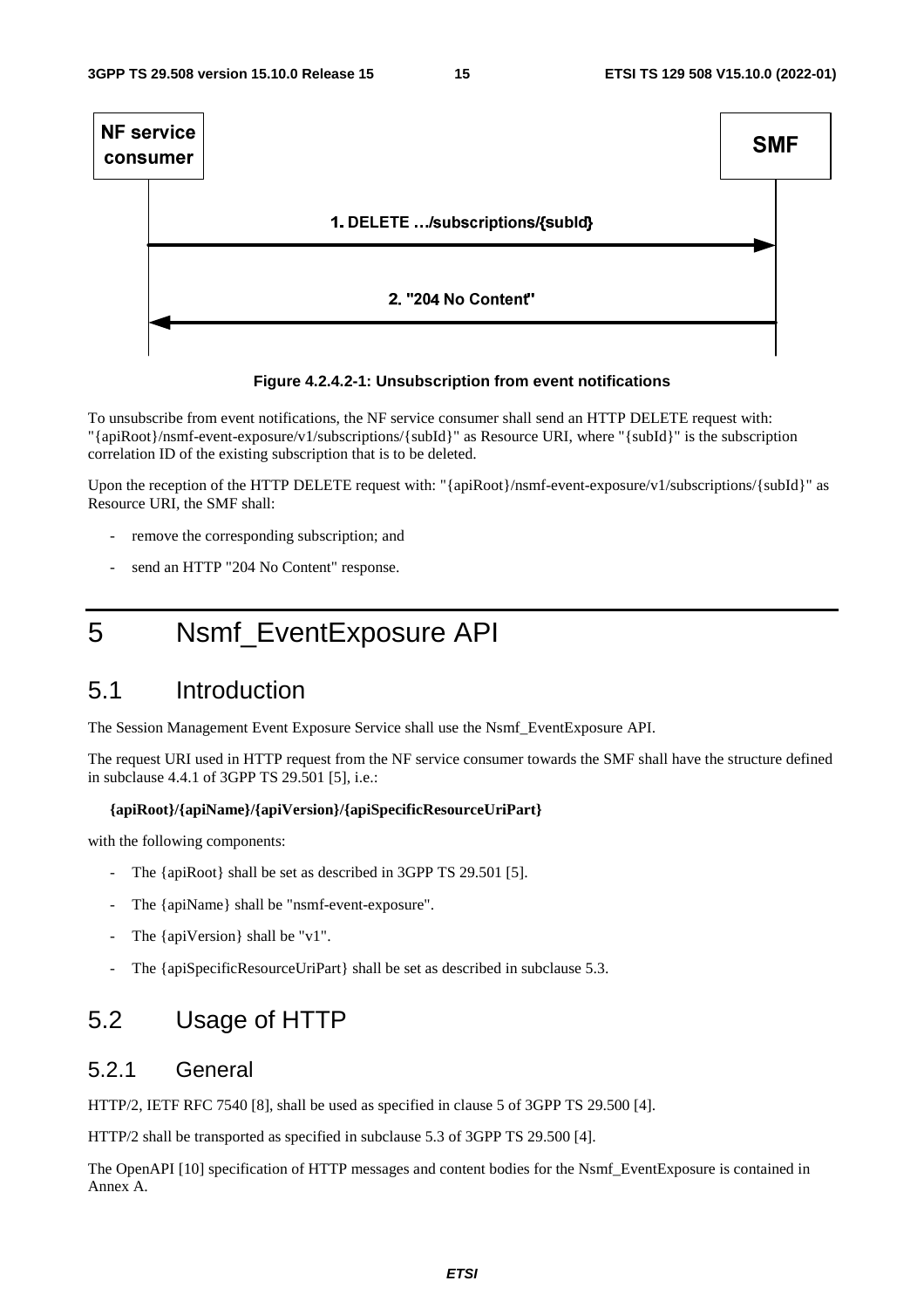Figure 4.2.4.2-1: Unsubscription from event notifications

To unsubscribe from event notifications, the NF service consumer shall send an HTTP DELETE request with: "{apiRoot}/nsmf-event-exposure/v1/subscriptions/{subId}" as Resource URI, where "{subId}" is the subscription correlation ID of the existing subscription that is to be deleted.

Upon the reception of the HTTP DELETE request with: "{apiRoot}/nsmf-event-exposure/v1/subscriptions/{subId}" as Resource URI, the SMF shall:

- remove the corresponding subscription; and
- send an HTTP "204 No Content" response.

# 5 Nsmf_EventExposure API

## 5.1 Introduction

The Session Management Event Exposure Service shall use the Nsmf_EventExposure API.

The request URI used in HTTP request from the NF service consumer towards the SMF shall have the structure defined in subclause 4.4.1 of 3GPP TS 29.501 [5], i.e.:

**{apiRoot}/{apiName}/{apiVersion}/{apiSpecificResourceUriPart}**

with the following components:

- The {apiRoot} shall be set as described in 3GPP TS 29.501 [5].
- The {apiName} shall be "nsmf-event-exposure".
- The {apiVersion} shall be "v1".
- The {apiSpecificResourceUriPart} shall be set as described in subclause 5.3.

## 5.2 Usage of HTTP

### 5.2.1 General

HTTP/2, IETF RFC 7540 [8], shall be used as specified in clause 5 of 3GPP TS 29.500 [4].

HTTP/2 shall be transported as specified in subclause 5.3 of 3GPP TS 29.500 [4].

The OpenAPI [10] specification of HTTP messages and content bodies for the Nsmf_EventExposure is contained in Annex A.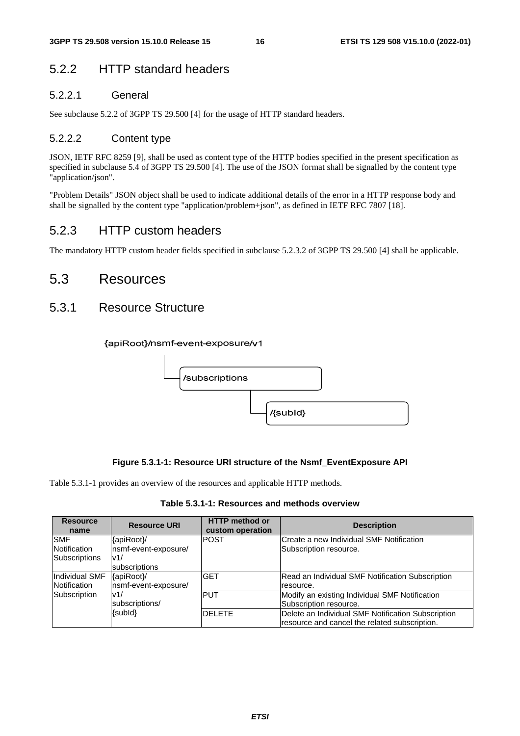## 5.2.2 HTTP standard headers

### 5.2.2.1 General

See subclause 5.2.2 of 3GPP TS 29.500 [4] for the usage of HTTP standard headers.

### 5.2.2.2 Content type

JSON, IETF RFC 8259 [9], shall be used as content type of the HTTP bodies specified in the present specification as specified in subclause 5.4 of 3GPP TS 29.500 [4]. The use of the JSON format shall be signalled by the content type "application/json".

"Problem Details" JSON object shall be used to indicate additional details of the error in a HTTP response body and shall be signalled by the content type "application/problem+json", as defined in IETF RFC 7807 [18].

## 5.2.3 HTTP custom headers

The mandatory HTTP custom header fields specified in subclause 5.2.3.2 of 3GPP TS 29.500 [4] shall be applicable.

# 5.3 Resources

## 5.3.1 Resource Structure

{apiRoot}/nsmf-event-exposure/v1

/subscriptions

/{subId}

**Figure 5.3.1-1: Resource URI structure of the Nsmf_EventExposure API**

Table 5.3.1-1 provides an overview of the resources and applicable HTTP methods.

**Table 5.3.1-1: Resources and methods overview**

| Resource name | Resource URI | HTTP method or custom operation | Description |
|---|---|---|---|
| SMF Notification Subscriptions | {apiRoot}/nsmf-event-exposure/v1/subscriptions | POST | Create a new Individual SMF Notification Subscription resource. |
| Individual SMF Notification Subscription | {apiRoot}/nsmf-event-exposure/v1/subscriptions/{subId} | GET | Read an Individual SMF Notification Subscription resource. |
| | | PUT | Modify an existing Individual SMF Notification Subscription resource. |
| | | DELETE | Delete an Individual SMF Notification Subscription resource and cancel the related subscription. |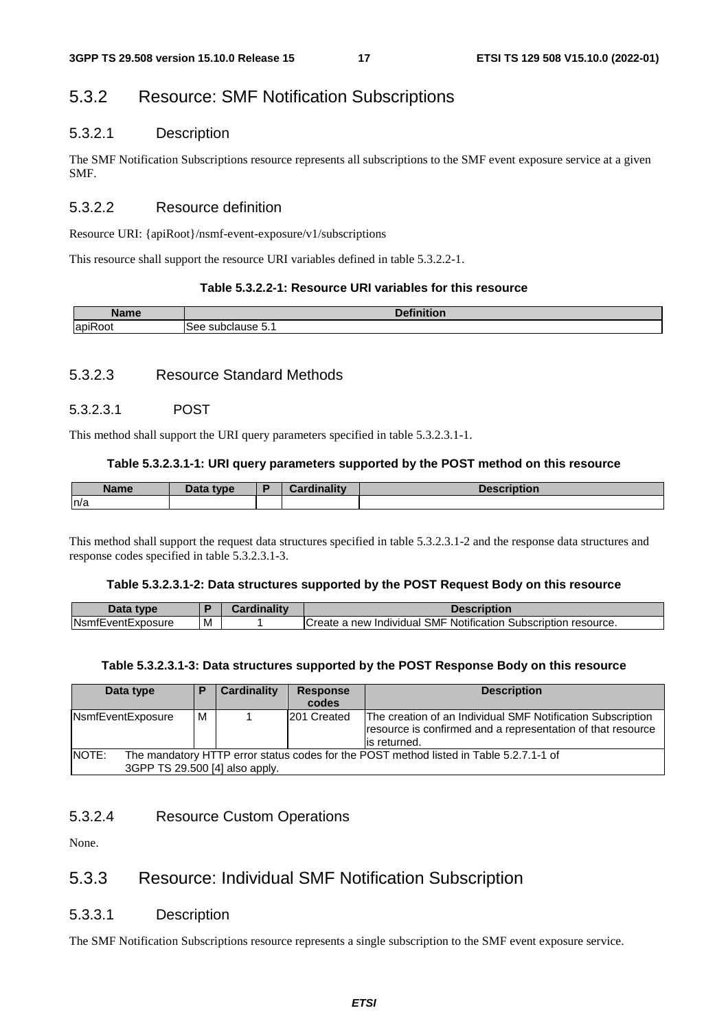## 5.3.2 Resource: SMF Notification Subscriptions

### 5.3.2.1 Description

The SMF Notification Subscriptions resource represents all subscriptions to the SMF event exposure service at a given SMF.

### 5.3.2.2 Resource definition

Resource URI: {apiRoot}/nsmf-event-exposure/v1/subscriptions

This resource shall support the resource URI variables defined in table 5.3.2.2-1.

**Table 5.3.2.2-1: Resource URI variables for this resource**

| Name | Definition |
|---|---|
| apiRoot | See subclause 5.1 |

### 5.3.2.3 Resource Standard Methods

#### 5.3.2.3.1 POST

This method shall support the URI query parameters specified in table 5.3.2.3.1-1.

**Table 5.3.2.3.1-1: URI query parameters supported by the POST method on this resource**

| Name | Data type | P | Cardinality | Description |
|---|---|---|---|---|
| n/a | | | | |

This method shall support the request data structures specified in table 5.3.2.3.1-2 and the response data structures and response codes specified in table 5.3.2.3.1-3.

**Table 5.3.2.3.1-2: Data structures supported by the POST Request Body on this resource**

| Data type | P | Cardinality | Description |
|---|---|---|---|
| NsmfEventExposure | M | 1 | Create a new Individual SMF Notification Subscription resource. |

**Table 5.3.2.3.1-3: Data structures supported by the POST Response Body on this resource**

| Data type | P | Cardinality | Response codes | Description |
|---|---|---|---|---|
| NsmfEventExposure | M | 1 | 201 Created | The creation of an Individual SMF Notification Subscription resource is confirmed and a representation of that resource is returned. |
| NOTE: The mandatory HTTP error status codes for the POST method listed in Table 5.2.7.1-1 of 3GPP TS 29.500 [4] also apply. | | | | |

### 5.3.2.4 Resource Custom Operations

None.

## 5.3.3 Resource: Individual SMF Notification Subscription

### 5.3.3.1 Description

The SMF Notification Subscriptions resource represents a single subscription to the SMF event exposure service.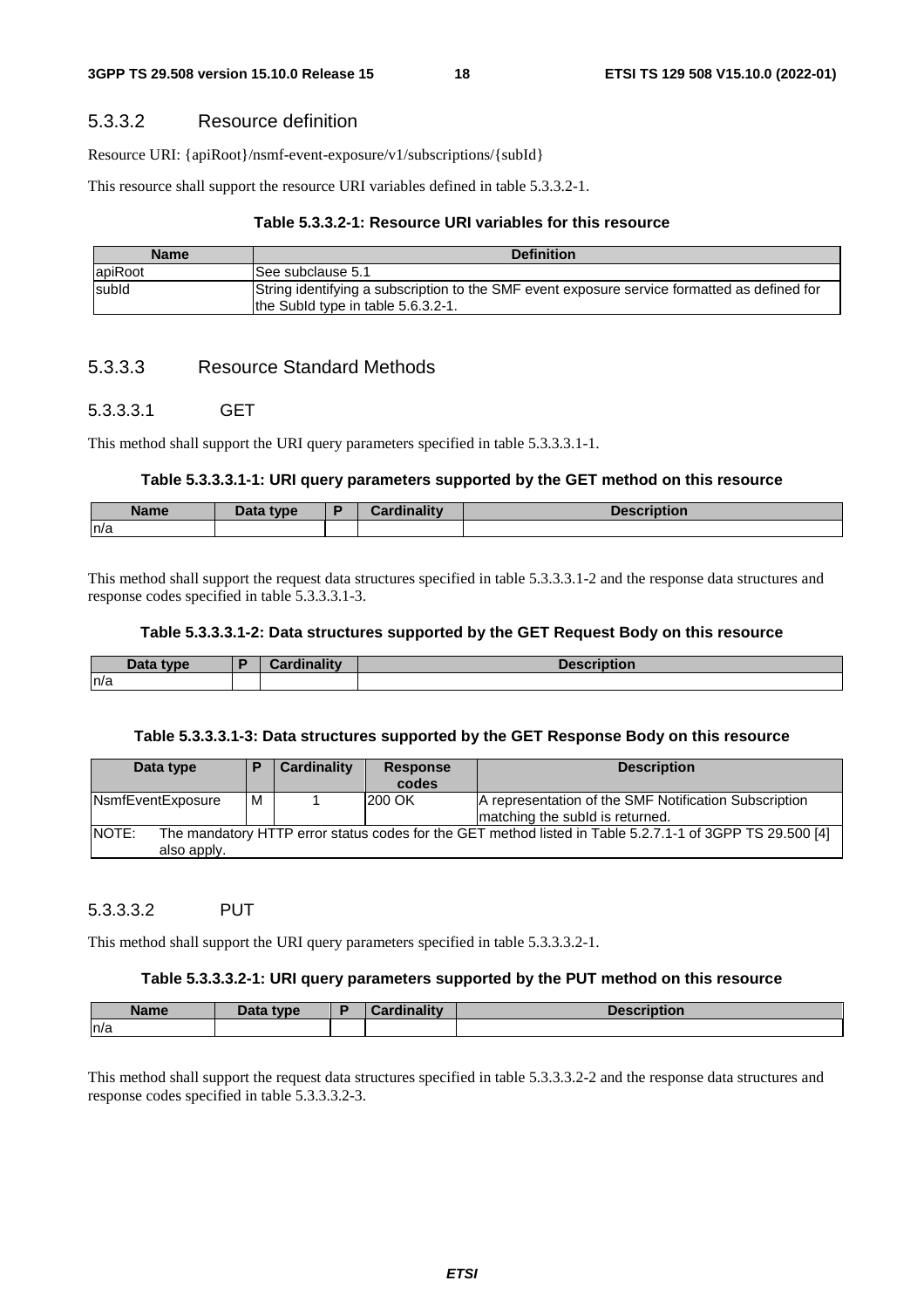#### 5.3.3.2 Resource definition

Resource URI: {apiRoot}/nsmf-event-exposure/v1/subscriptions/{subId}

This resource shall support the resource URI variables defined in table 5.3.3.2-1.

**Table 5.3.3.2-1: Resource URI variables for this resource**

| Name | Definition |
| --- | --- |
| apiRoot | See subclause 5.1 |
| subId | String identifying a subscription to the SMF event exposure service formatted as defined for the SubId type in table 5.6.3.2-1. |

#### 5.3.3.3 Resource Standard Methods

##### 5.3.3.3.1 GET

This method shall support the URI query parameters specified in table 5.3.3.3.1-1.

**Table 5.3.3.3.1-1: URI query parameters supported by the GET method on this resource**

| Name | Data type | P | Cardinality | Description |
| --- | --- | --- | --- | --- |
| n/a | | | | |

This method shall support the request data structures specified in table 5.3.3.3.1-2 and the response data structures and response codes specified in table 5.3.3.3.1-3.

**Table 5.3.3.3.1-2: Data structures supported by the GET Request Body on this resource**

| Data type | P | Cardinality | Description |
| --- | --- | --- | --- |
| n/a | | | |

**Table 5.3.3.3.1-3: Data structures supported by the GET Response Body on this resource**

| Data type | P | Cardinality | Response codes | Description |
| --- | --- | --- | --- | --- |
| NsmfEventExposure | M | 1 | 200 OK | A representation of the SMF Notification Subscription matching the subId is returned. |
| NOTE: The mandatory HTTP error status codes for the GET method listed in Table 5.2.7.1-1 of 3GPP TS 29.500 [4] also apply. | | | | |

##### 5.3.3.3.2 PUT

This method shall support the URI query parameters specified in table 5.3.3.3.2-1.

**Table 5.3.3.3.2-1: URI query parameters supported by the PUT method on this resource**

| Name | Data type | P | Cardinality | Description |
| --- | --- | --- | --- | --- |
| n/a | | | | |

This method shall support the request data structures specified in table 5.3.3.3.2-2 and the response data structures and response codes specified in table 5.3.3.3.2-3.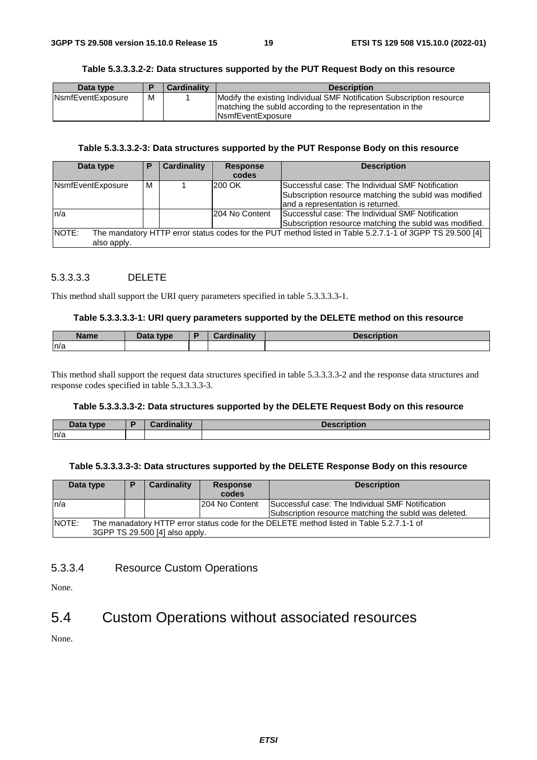**Table 5.3.3.3.2-2: Data structures supported by the PUT Request Body on this resource**

| Data type | P | Cardinality | Description |
|---|---|---|---|
| NsmfEventExposure | M | 1 | Modify the existing Individual SMF Notification Subscription resource matching the subId according to the representation in the NsmfEventExposure |

**Table 5.3.3.3.2-3: Data structures supported by the PUT Response Body on this resource**

| Data type | P | Cardinality | Response codes | Description |
|---|---|---|---|---|
| NsmfEventExposure | M | 1 | 200 OK | Successful case: The Individual SMF Notification Subscription resource matching the subId was modified and a representation is returned. |
| n/a | | | 204 No Content | Successful case: The Individual SMF Notification Subscription resource matching the subId was modified. |
| NOTE: The mandatory HTTP error status codes for the PUT method listed in Table 5.2.7.1-1 of 3GPP TS 29.500 [4] also apply. | | | | |

##### 5.3.3.3.3 DELETE

This method shall support the URI query parameters specified in table 5.3.3.3.3-1.

**Table 5.3.3.3.3-1: URI query parameters supported by the DELETE method on this resource**

| Name | Data type | P | Cardinality | Description |
|---|---|---|---|---|
| n/a | | | | |

This method shall support the request data structures specified in table 5.3.3.3.3-2 and the response data structures and response codes specified in table 5.3.3.3.3-3.

**Table 5.3.3.3.3-2: Data structures supported by the DELETE Request Body on this resource**

| Data type | P | Cardinality | Description |
|---|---|---|---|
| n/a | | | |

**Table 5.3.3.3.3-3: Data structures supported by the DELETE Response Body on this resource**

| Data type | P | Cardinality | Response codes | Description |
|---|---|---|---|---|
| n/a | | | 204 No Content | Successful case: The Individual SMF Notification Subscription resource matching the subId was deleted. |
| NOTE: The manadatory HTTP error status code for the DELETE method listed in Table 5.2.7.1-1 of 3GPP TS 29.500 [4] also apply. | | | | |

#### 5.3.3.4 Resource Custom Operations

None.

## 5.4 Custom Operations without associated resources

None.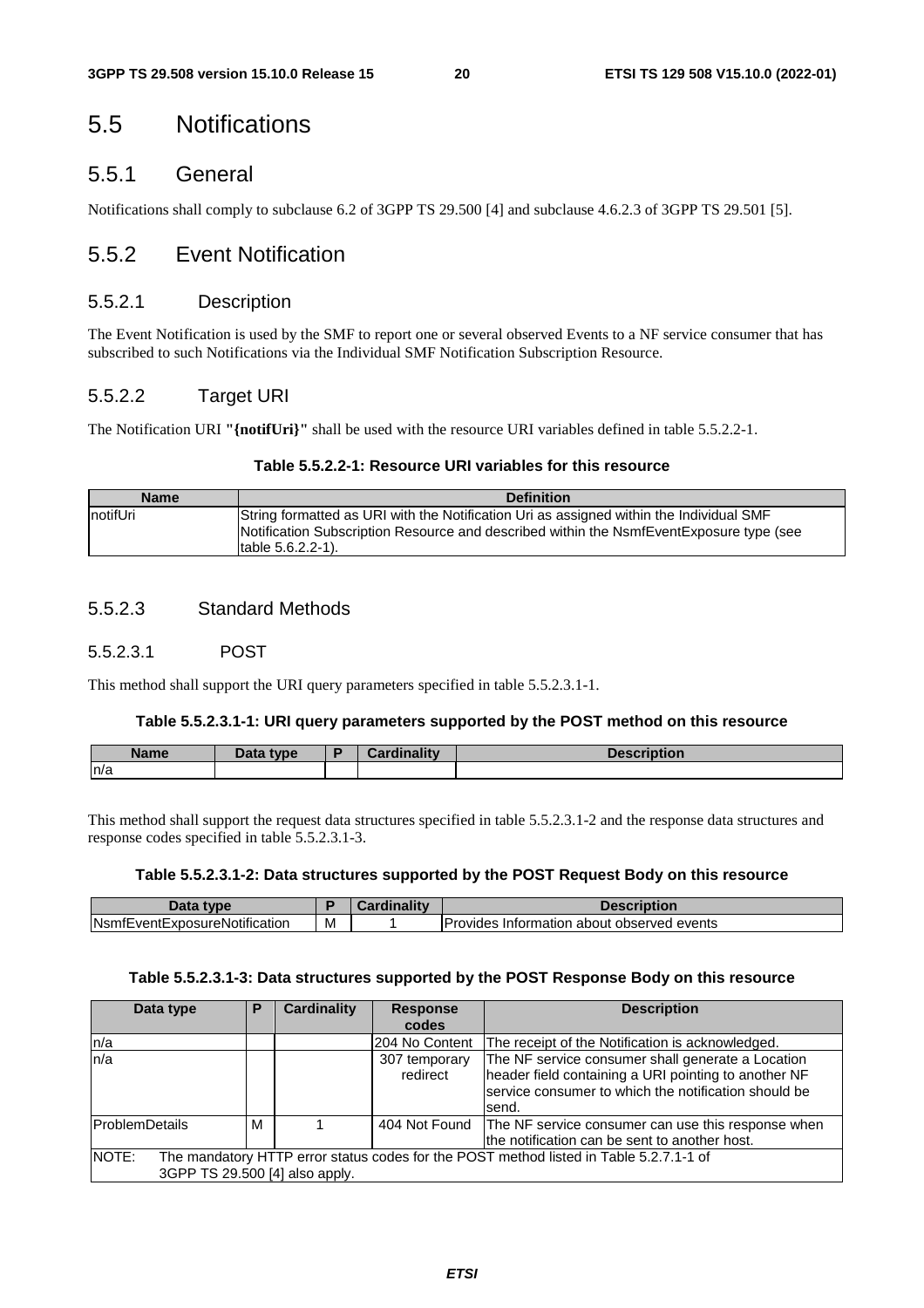# 5.5 Notifications

## 5.5.1 General

Notifications shall comply to subclause 6.2 of 3GPP TS 29.500 [4] and subclause 4.6.2.3 of 3GPP TS 29.501 [5].

## 5.5.2 Event Notification

### 5.5.2.1 Description

The Event Notification is used by the SMF to report one or several observed Events to a NF service consumer that has subscribed to such Notifications via the Individual SMF Notification Subscription Resource.

### 5.5.2.2 Target URI

The Notification URI **"{notifUri}"** shall be used with the resource URI variables defined in table 5.5.2.2-1.

**Table 5.5.2.2-1: Resource URI variables for this resource**

| Name | Definition |
| --- | --- |
| notifUri | String formatted as URI with the Notification Uri as assigned within the Individual SMF Notification Subscription Resource and described within the NsmfEventExposure type (see table 5.6.2.2-1). |

### 5.5.2.3 Standard Methods

#### 5.5.2.3.1 POST

This method shall support the URI query parameters specified in table 5.5.2.3.1-1.

**Table 5.5.2.3.1-1: URI query parameters supported by the POST method on this resource**

| Name | Data type | P | Cardinality | Description |
| --- | --- | --- | --- | --- |
| n/a | | | | |

This method shall support the request data structures specified in table 5.5.2.3.1-2 and the response data structures and response codes specified in table 5.5.2.3.1-3.

**Table 5.5.2.3.1-2: Data structures supported by the POST Request Body on this resource**

| Data type | P | Cardinality | Description |
| --- | --- | --- | --- |
| NsmfEventExposureNotification | M | 1 | Provides Information about observed events |

**Table 5.5.2.3.1-3: Data structures supported by the POST Response Body on this resource**

| Data type | P | Cardinality | Response codes | Description |
| --- | --- | --- | --- | --- |
| n/a | | | 204 No Content | The receipt of the Notification is acknowledged. |
| n/a | | | 307 temporary redirect | The NF service consumer shall generate a Location header field containing a URI pointing to another NF service consumer to which the notification should be send. |
| ProblemDetails | M | 1 | 404 Not Found | The NF service consumer can use this response when the notification can be sent to another host. |
| NOTE: The mandatory HTTP error status codes for the POST method listed in Table 5.2.7.1-1 of 3GPP TS 29.500 [4] also apply. | | | | |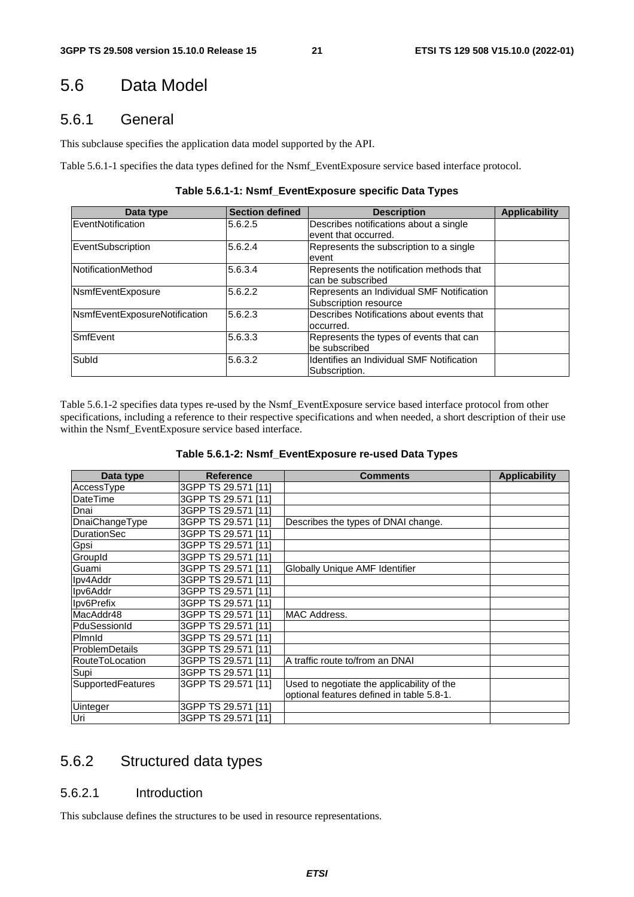# 5.6 Data Model

## 5.6.1 General

This subclause specifies the application data model supported by the API.

Table 5.6.1-1 specifies the data types defined for the Nsmf_EventExposure service based interface protocol.

**Table 5.6.1-1: Nsmf_EventExposure specific Data Types**

| Data type | Section defined | Description | Applicability |
|---|---|---|---|
| EventNotification | 5.6.2.5 | Describes notifications about a single event that occurred. | |
| EventSubscription | 5.6.2.4 | Represents the subscription to a single event | |
| NotificationMethod | 5.6.3.4 | Represents the notification methods that can be subscribed | |
| NsmfEventExposure | 5.6.2.2 | Represents an Individual SMF Notification Subscription resource | |
| NsmfEventExposureNotification | 5.6.2.3 | Describes Notifications about events that occurred. | |
| SmfEvent | 5.6.3.3 | Represents the types of events that can be subscribed | |
| SubId | 5.6.3.2 | Identifies an Individual SMF Notification Subscription. | |

Table 5.6.1-2 specifies data types re-used by the Nsmf_EventExposure service based interface protocol from other specifications, including a reference to their respective specifications and when needed, a short description of their use within the Nsmf_EventExposure service based interface.

**Table 5.6.1-2: Nsmf_EventExposure re-used Data Types**

| Data type | Reference | Comments | Applicability |
|---|---|---|---|
| AccessType | 3GPP TS 29.571 [11] | | |
| DateTime | 3GPP TS 29.571 [11] | | |
| Dnai | 3GPP TS 29.571 [11] | | |
| DnaiChangeType | 3GPP TS 29.571 [11] | Describes the types of DNAI change. | |
| DurationSec | 3GPP TS 29.571 [11] | | |
| Gpsi | 3GPP TS 29.571 [11] | | |
| GroupId | 3GPP TS 29.571 [11] | | |
| Guami | 3GPP TS 29.571 [11] | Globally Unique AMF Identifier | |
| Ipv4Addr | 3GPP TS 29.571 [11] | | |
| Ipv6Addr | 3GPP TS 29.571 [11] | | |
| Ipv6Prefix | 3GPP TS 29.571 [11] | | |
| MacAddr48 | 3GPP TS 29.571 [11] | MAC Address. | |
| PduSessionId | 3GPP TS 29.571 [11] | | |
| PlmnId | 3GPP TS 29.571 [11] | | |
| ProblemDetails | 3GPP TS 29.571 [11] | | |
| RouteToLocation | 3GPP TS 29.571 [11] | A traffic route to/from an DNAI | |
| Supi | 3GPP TS 29.571 [11] | | |
| SupportedFeatures | 3GPP TS 29.571 [11] | Used to negotiate the applicability of the optional features defined in table 5.8-1. | |
| Uinteger | 3GPP TS 29.571 [11] | | |
| Uri | 3GPP TS 29.571 [11] | | |

## 5.6.2 Structured data types

### 5.6.2.1 Introduction

This subclause defines the structures to be used in resource representations.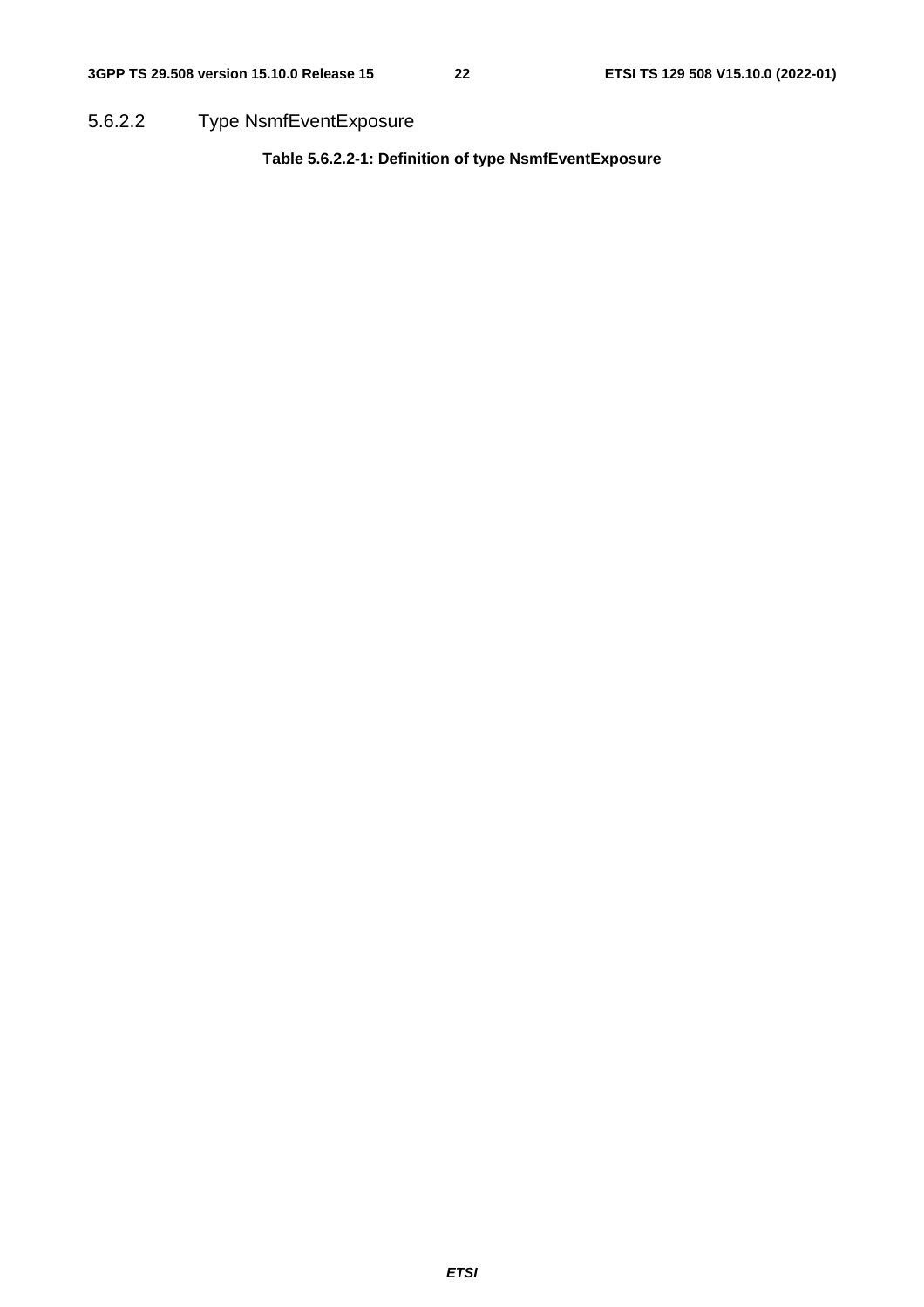#### 5.6.2.2 Type NsmfEventExposure

**Table 5.6.2.2-1: Definition of type NsmfEventExposure**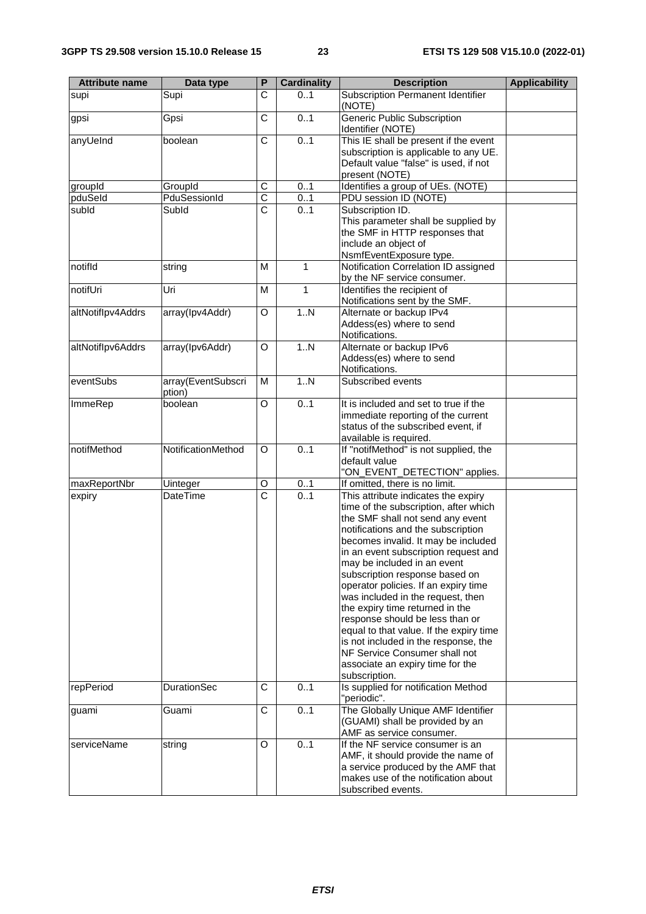| Attribute name | Data type | P | Cardinality | Description | Applicability |
|---|---|---|---|---|---|
| supi | Supi | C | 0..1 | Subscription Permanent Identifier (NOTE) | |
| gpsi | Gpsi | C | 0..1 | Generic Public Subscription Identifier (NOTE) | |
| anyUeInd | boolean | C | 0..1 | This IE shall be present if the event subscription is applicable to any UE. Default value "false" is used, if not present (NOTE) | |
| groupId | GroupId | C | 0..1 | Identifies a group of UEs. (NOTE) | |
| pduSeId | PduSessionId | C | 0..1 | PDU session ID (NOTE) | |
| subId | SubId | C | 0..1 | Subscription ID. This parameter shall be supplied by the SMF in HTTP responses that include an object of NsmfEventExposure type. | |
| notifId | string | M | 1 | Notification Correlation ID assigned by the NF service consumer. | |
| notifUri | Uri | M | 1 | Identifies the recipient of Notifications sent by the SMF. | |
| altNotifIpv4Addrs | array(Ipv4Addr) | O | 1..N | Alternate or backup IPv4 Addess(es) where to send Notifications. | |
| altNotifIpv6Addrs | array(Ipv6Addr) | O | 1..N | Alternate or backup IPv6 Addess(es) where to send Notifications. | |
| eventSubs | array(EventSubscription) | M | 1..N | Subscribed events | |
| ImmeRep | boolean | O | 0..1 | It is included and set to true if the immediate reporting of the current status of the subscribed event, if available is required. | |
| notifMethod | NotificationMethod | O | 0..1 | If "notifMethod" is not supplied, the default value "ON_EVENT_DETECTION" applies. | |
| maxReportNbr | Uinteger | O | 0..1 | If omitted, there is no limit. | |
| expiry | DateTime | C | 0..1 | This attribute indicates the expiry time of the subscription, after which the SMF shall not send any event notifications and the subscription becomes invalid. It may be included in an event subscription request and may be included in an event subscription response based on operator policies. If an expiry time was included in the request, then the expiry time returned in the response should be less than or equal to that value. If the expiry time is not included in the response, the NF Service Consumer shall not associate an expiry time for the subscription. | |
| repPeriod | DurationSec | C | 0..1 | Is supplied for notification Method "periodic". | |
| guami | Guami | C | 0..1 | The Globally Unique AMF Identifier (GUAMI) shall be provided by an AMF as service consumer. | |
| serviceName | string | O | 0..1 | If the NF service consumer is an AMF, it should provide the name of a service produced by the AMF that makes use of the notification about subscribed events. | |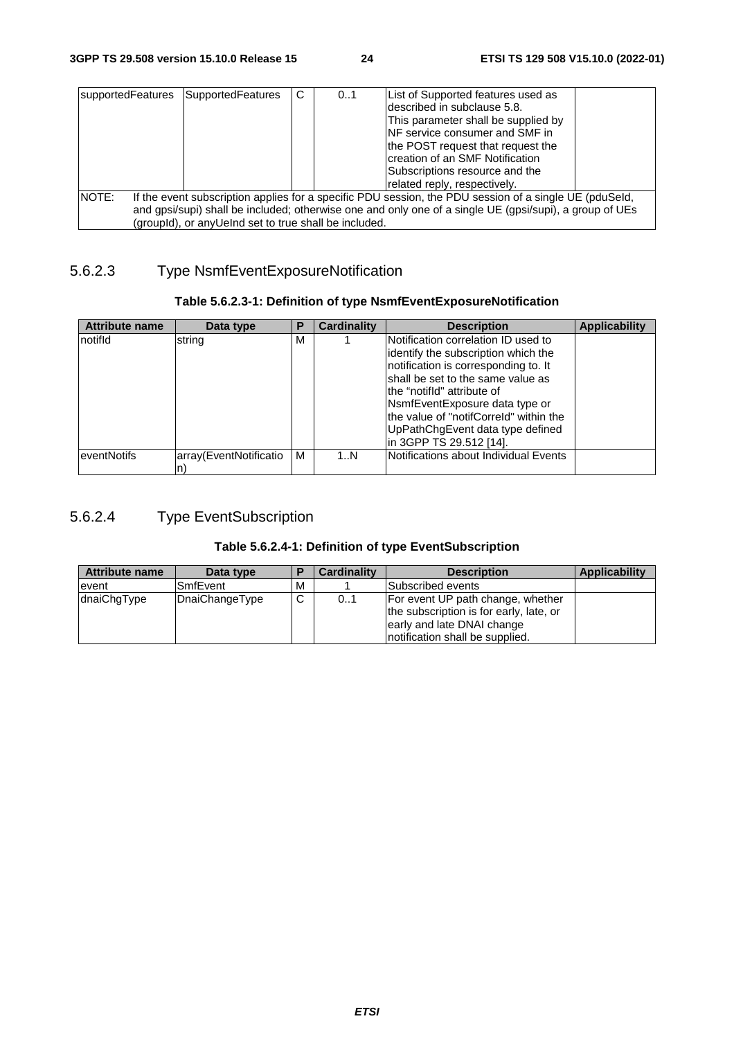| supportedFeatures | SupportedFeatures | C | 0..1 | List of Supported features used as described in subclause 5.8. This parameter shall be supplied by NF service consumer and SMF in the POST request that request the creation of an SMF Notification Subscriptions resource and the related reply, respectively. | |
|---|---|---|---|---|---|
| NOTE: | If the event subscription applies for a specific PDU session, the PDU session of a single UE (pduSeId, and gpsi/supi) shall be included; otherwise one and only one of a single UE (gpsi/supi), a group of UEs (groupId), or anyUeInd set to true shall be included. | | | | |

### 5.6.2.3 Type NsmfEventExposureNotification

**Table 5.6.2.3-1: Definition of type NsmfEventExposureNotification**

| Attribute name | Data type | P | Cardinality | Description | Applicability |
|---|---|---|---|---|---|
| notifId | string | M | 1 | Notification correlation ID used to identify the subscription which the notification is corresponding to. It shall be set to the same value as the "notifId" attribute of NsmfEventExposure data type or the value of "notifCorreId" within the UpPathChgEvent data type defined in 3GPP TS 29.512 [14]. | |
| eventNotifs | array(EventNotification) | M | 1..N | Notifications about Individual Events | |

### 5.6.2.4 Type EventSubscription

**Table 5.6.2.4-1: Definition of type EventSubscription**

| Attribute name | Data type | P | Cardinality | Description | Applicability |
|---|---|---|---|---|---|
| event | SmfEvent | M | 1 | Subscribed events | |
| dnaiChgType | DnaiChangeType | C | 0..1 | For event UP path change, whether the subscription is for early, late, or early and late DNAI change notification shall be supplied. | |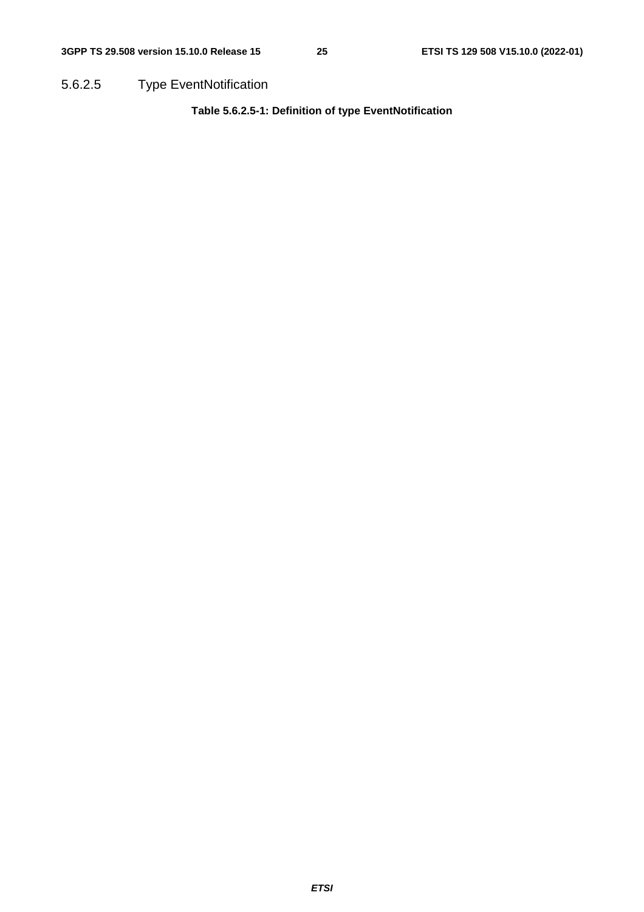#### 5.6.2.5 Type EventNotification

**Table 5.6.2.5-1: Definition of type EventNotification**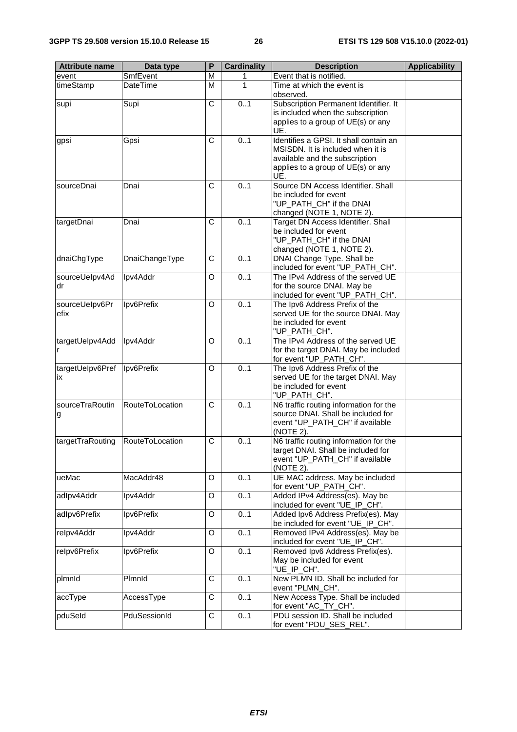| Attribute name | Data type | P | Cardinality | Description | Applicability |
|---|---|---|---|---|---|
| event | SmfEvent | M | 1 | Event that is notified. | |
| timeStamp | DateTime | M | 1 | Time at which the event is observed. | |
| supi | Supi | C | 0..1 | Subscription Permanent Identifier. It is included when the subscription applies to a group of UE(s) or any UE. | |
| gpsi | Gpsi | C | 0..1 | Identifies a GPSI. It shall contain an MSISDN. It is included when it is available and the subscription applies to a group of UE(s) or any UE. | |
| sourceDnai | Dnai | C | 0..1 | Source DN Access Identifier. Shall be included for event "UP_PATH_CH" if the DNAI changed (NOTE 1, NOTE 2). | |
| targetDnai | Dnai | C | 0..1 | Target DN Access Identifier. Shall be included for event "UP_PATH_CH" if the DNAI changed (NOTE 1, NOTE 2). | |
| dnaiChgType | DnaiChangeType | C | 0..1 | DNAI Change Type. Shall be included for event "UP_PATH_CH". | |
| sourceUeIpv4Addr | Ipv4Addr | O | 0..1 | The IPv4 Address of the served UE for the source DNAI. May be included for event "UP_PATH_CH". | |
| sourceUeIpv6Prefix | Ipv6Prefix | O | 0..1 | The Ipv6 Address Prefix of the served UE for the source DNAI. May be included for event "UP_PATH_CH". | |
| targetUeIpv4Addr | Ipv4Addr | O | 0..1 | The IPv4 Address of the served UE for the target DNAI. May be included for event "UP_PATH_CH". | |
| targetUeIpv6Prefix | Ipv6Prefix | O | 0..1 | The Ipv6 Address Prefix of the served UE for the target DNAI. May be included for event "UP_PATH_CH". | |
| sourceTraRouting | RouteToLocation | C | 0..1 | N6 traffic routing information for the source DNAI. Shall be included for event "UP_PATH_CH" if available (NOTE 2). | |
| targetTraRouting | RouteToLocation | C | 0..1 | N6 traffic routing information for the target DNAI. Shall be included for event "UP_PATH_CH" if available (NOTE 2). | |
| ueMac | MacAddr48 | O | 0..1 | UE MAC address. May be included for event "UP_PATH_CH". | |
| adIpv4Addr | Ipv4Addr | O | 0..1 | Added IPv4 Address(es). May be included for event "UE_IP_CH". | |
| adIpv6Prefix | Ipv6Prefix | O | 0..1 | Added Ipv6 Address Prefix(es). May be included for event "UE_IP_CH". | |
| reIpv4Addr | Ipv4Addr | O | 0..1 | Removed IPv4 Address(es). May be included for event "UE_IP_CH". | |
| reIpv6Prefix | Ipv6Prefix | O | 0..1 | Removed Ipv6 Address Prefix(es). May be included for event "UE_IP_CH". | |
| plmnId | PlmnId | C | 0..1 | New PLMN ID. Shall be included for event "PLMN_CH". | |
| accType | AccessType | C | 0..1 | New Access Type. Shall be included for event "AC_TY_CH". | |
| pduSeId | PduSessionId | C | 0..1 | PDU session ID. Shall be included for event "PDU_SES_REL". | |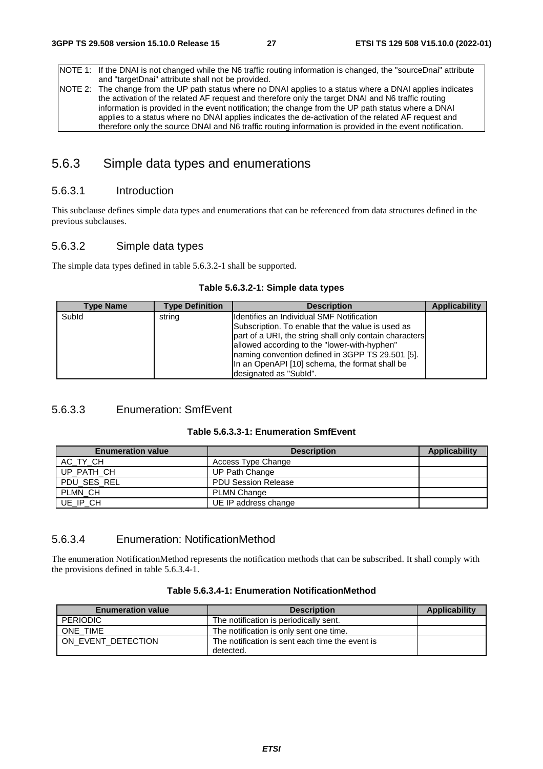| NOTE 1: | If the DNAI is not changed while the N6 traffic routing information is changed, the "sourceDnai" attribute and "targetDnai" attribute shall not be provided. |
|---|---|
| NOTE 2: | The change from the UP path status where no DNAI applies to a status where a DNAI applies indicates the activation of the related AF request and therefore only the target DNAI and N6 traffic routing information is provided in the event notification; the change from the UP path status where a DNAI applies to a status where no DNAI applies indicates the de-activation of the related AF request and therefore only the source DNAI and N6 traffic routing information is provided in the event notification. |

## 5.6.3 Simple data types and enumerations

### 5.6.3.1 Introduction

This subclause defines simple data types and enumerations that can be referenced from data structures defined in the previous subclauses.

### 5.6.3.2 Simple data types

The simple data types defined in table 5.6.3.2-1 shall be supported.

**Table 5.6.3.2-1: Simple data types**

| Type Name | Type Definition | Description | Applicability |
|---|---|---|---|
| SubId | string | Identifies an Individual SMF Notification Subscription. To enable that the value is used as part of a URI, the string shall only contain characters allowed according to the "lower-with-hyphen" naming convention defined in 3GPP TS 29.501 [5]. In an OpenAPI [10] schema, the format shall be designated as "SubId". | |

### 5.6.3.3 Enumeration: SmfEvent

**Table 5.6.3.3-1: Enumeration SmfEvent**

| Enumeration value | Description | Applicability |
|---|---|---|
| AC_TY_CH | Access Type Change | |
| UP_PATH_CH | UP Path Change | |
| PDU_SES_REL | PDU Session Release | |
| PLMN_CH | PLMN Change | |
| UE_IP_CH | UE IP address change | |

### 5.6.3.4 Enumeration: NotificationMethod

The enumeration NotificationMethod represents the notification methods that can be subscribed. It shall comply with the provisions defined in table 5.6.3.4-1.

**Table 5.6.3.4-1: Enumeration NotificationMethod**

| Enumeration value | Description | Applicability |
|---|---|---|
| PERIODIC | The notification is periodically sent. | |
| ONE_TIME | The notification is only sent one time. | |
| ON_EVENT_DETECTION | The notification is sent each time the event is detected. | |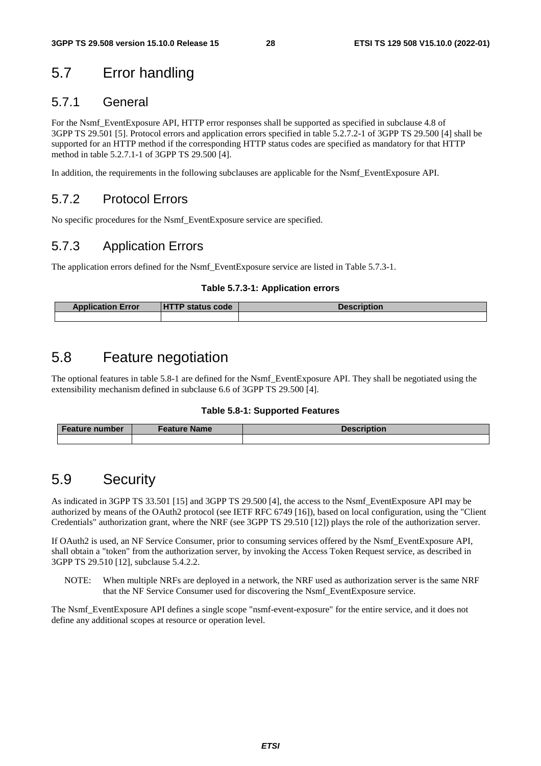# 5.7 Error handling

## 5.7.1 General

For the Nsmf_EventExposure API, HTTP error responses shall be supported as specified in subclause 4.8 of 3GPP TS 29.501 [5]. Protocol errors and application errors specified in table 5.2.7.2-1 of 3GPP TS 29.500 [4] shall be supported for an HTTP method if the corresponding HTTP status codes are specified as mandatory for that HTTP method in table 5.2.7.1-1 of 3GPP TS 29.500 [4].

In addition, the requirements in the following subclauses are applicable for the Nsmf_EventExposure API.

## 5.7.2 Protocol Errors

No specific procedures for the Nsmf_EventExposure service are specified.

## 5.7.3 Application Errors

The application errors defined for the Nsmf_EventExposure service are listed in Table 5.7.3-1.

**Table 5.7.3-1: Application errors**

| Application Error | HTTP status code | Description |
|---|---|---|
| | | |

# 5.8 Feature negotiation

The optional features in table 5.8-1 are defined for the Nsmf_EventExposure API. They shall be negotiated using the extensibility mechanism defined in subclause 6.6 of 3GPP TS 29.500 [4].

**Table 5.8-1: Supported Features**

| Feature number | Feature Name | Description |
|---|---|---|
| | | |

# 5.9 Security

As indicated in 3GPP TS 33.501 [15] and 3GPP TS 29.500 [4], the access to the Nsmf_EventExposure API may be authorized by means of the OAuth2 protocol (see IETF RFC 6749 [16]), based on local configuration, using the "Client Credentials" authorization grant, where the NRF (see 3GPP TS 29.510 [12]) plays the role of the authorization server.

If OAuth2 is used, an NF Service Consumer, prior to consuming services offered by the Nsmf_EventExposure API, shall obtain a "token" from the authorization server, by invoking the Access Token Request service, as described in 3GPP TS 29.510 [12], subclause 5.4.2.2.

NOTE: When multiple NRFs are deployed in a network, the NRF used as authorization server is the same NRF that the NF Service Consumer used for discovering the Nsmf_EventExposure service.

The Nsmf_EventExposure API defines a single scope "nsmf-event-exposure" for the entire service, and it does not define any additional scopes at resource or operation level.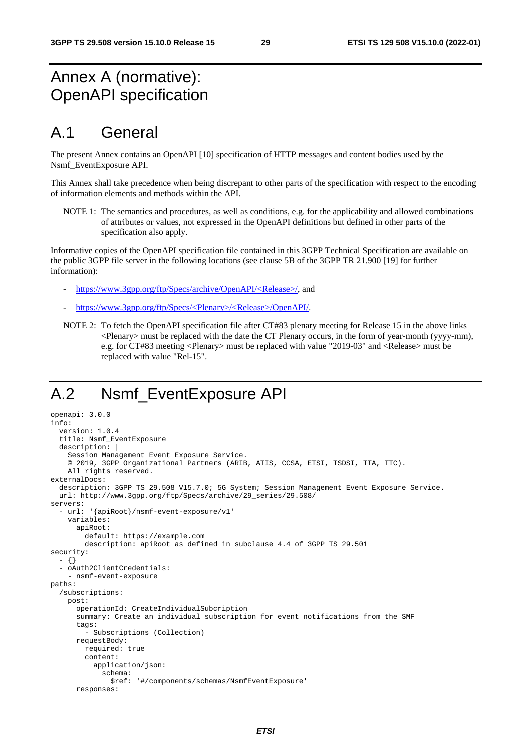# Annex A (normative): OpenAPI specification

## A.1 General

The present Annex contains an OpenAPI [10] specification of HTTP messages and content bodies used by the Nsmf_EventExposure API.

This Annex shall take precedence when being discrepant to other parts of the specification with respect to the encoding of information elements and methods within the API.

NOTE 1: The semantics and procedures, as well as conditions, e.g. for the applicability and allowed combinations of attributes or values, not expressed in the OpenAPI definitions but defined in other parts of the specification also apply.

Informative copies of the OpenAPI specification file contained in this 3GPP Technical Specification are available on the public 3GPP file server in the following locations (see clause 5B of the 3GPP TR 21.900 [19] for further information):

- https://www.3gpp.org/ftp/Specs/archive/OpenAPI/<Release>/, and
- https://www.3gpp.org/ftp/Specs/<Plenary>/<Release>/OpenAPI/.

NOTE 2: To fetch the OpenAPI specification file after CT#83 plenary meeting for Release 15 in the above links <Plenary> must be replaced with the date the CT Plenary occurs, in the form of year-month (yyyy-mm), e.g. for CT#83 meeting <Plenary> must be replaced with value "2019-03" and <Release> must be replaced with value "Rel-15".

## A.2 Nsmf_EventExposure API

```
openapi: 3.0.0
info:
  version: 1.0.4
  title: Nsmf_EventExposure
  description: |
    Session Management Event Exposure Service.
    © 2019, 3GPP Organizational Partners (ARIB, ATIS, CCSA, ETSI, TSDSI, TTA, TTC).
    All rights reserved.
externalDocs:
  description: 3GPP TS 29.508 V15.7.0; 5G System; Session Management Event Exposure Service.
  url: http://www.3gpp.org/ftp/Specs/archive/29_series/29.508/
servers:
  - url: '{apiRoot}/nsmf-event-exposure/v1'
    variables:
      apiRoot:
        default: https://example.com
        description: apiRoot as defined in subclause 4.4 of 3GPP TS 29.501
security:
  - {}
  - oAuth2ClientCredentials:
    - nsmf-event-exposure
paths:
  /subscriptions:
    post:
      operationId: CreateIndividualSubcription
      summary: Create an individual subscription for event notifications from the SMF
      tags:
        - Subscriptions (Collection)
      requestBody:
        required: true
        content:
          application/json:
            schema:
              $ref: '#/components/schemas/NsmfEventExposure'
      responses:
```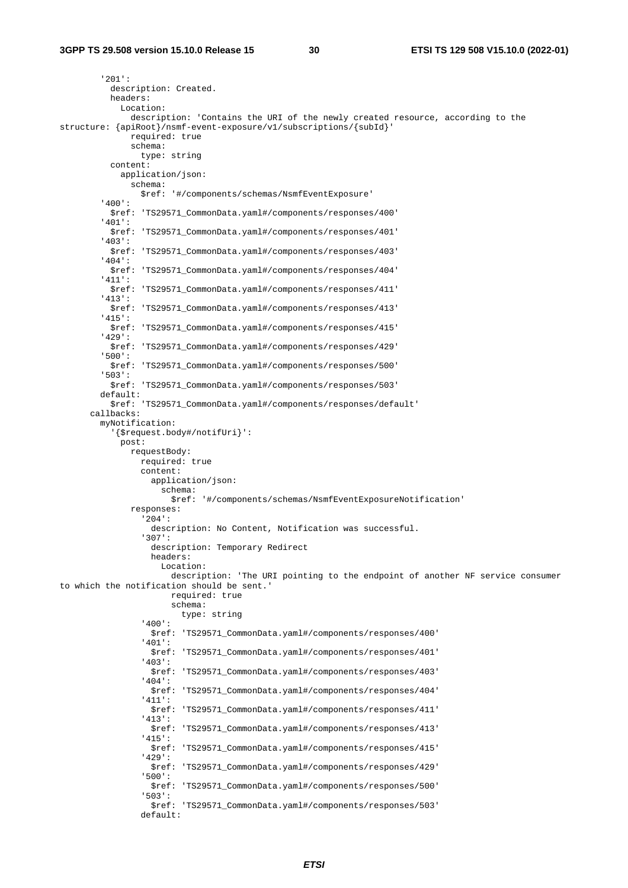```
        '201':
          description: Created.
          headers:
            Location:
              description: 'Contains the URI of the newly created resource, according to the
structure: {apiRoot}/nsmf-event-exposure/v1/subscriptions/{subId}'
              required: true
              schema:
                type: string
          content:
            application/json:
              schema:
                $ref: '#/components/schemas/NsmfEventExposure'
        '400':
          $ref: 'TS29571_CommonData.yaml#/components/responses/400'
        '401':
          $ref: 'TS29571_CommonData.yaml#/components/responses/401'
        '403':
          $ref: 'TS29571_CommonData.yaml#/components/responses/403'
        '404':
          $ref: 'TS29571_CommonData.yaml#/components/responses/404'
        '411':
          $ref: 'TS29571_CommonData.yaml#/components/responses/411'
        '413':
          $ref: 'TS29571_CommonData.yaml#/components/responses/413'
        '415':
          $ref: 'TS29571_CommonData.yaml#/components/responses/415'
        '429':
          $ref: 'TS29571_CommonData.yaml#/components/responses/429'
        '500':
          $ref: 'TS29571_CommonData.yaml#/components/responses/500'
        '503':
          $ref: 'TS29571_CommonData.yaml#/components/responses/503'
        default:
          $ref: 'TS29571_CommonData.yaml#/components/responses/default'
      callbacks:
        myNotification:
          '{$request.body#/notifUri}':
            post:
              requestBody:
                required: true
                content:
                  application/json:
                    schema:
                      $ref: '#/components/schemas/NsmfEventExposureNotification'
              responses:
                '204':
                  description: No Content, Notification was successful.
                '307':
                  description: Temporary Redirect
                  headers:
                    Location:
                      description: 'The URI pointing to the endpoint of another NF service consumer
to which the notification should be sent.'
                      required: true
                      schema:
                        type: string
                '400':
                  $ref: 'TS29571_CommonData.yaml#/components/responses/400'
                '401':
                  $ref: 'TS29571_CommonData.yaml#/components/responses/401'
                '403':
                  $ref: 'TS29571_CommonData.yaml#/components/responses/403'
                '404':
                  $ref: 'TS29571_CommonData.yaml#/components/responses/404'
                '411':
                  $ref: 'TS29571_CommonData.yaml#/components/responses/411'
                '413':
                  $ref: 'TS29571_CommonData.yaml#/components/responses/413'
                '415':
                  $ref: 'TS29571_CommonData.yaml#/components/responses/415'
                '429':
                  $ref: 'TS29571_CommonData.yaml#/components/responses/429'
                '500':
                  $ref: 'TS29571_CommonData.yaml#/components/responses/500'
                '503':
                  $ref: 'TS29571_CommonData.yaml#/components/responses/503'
                default:
```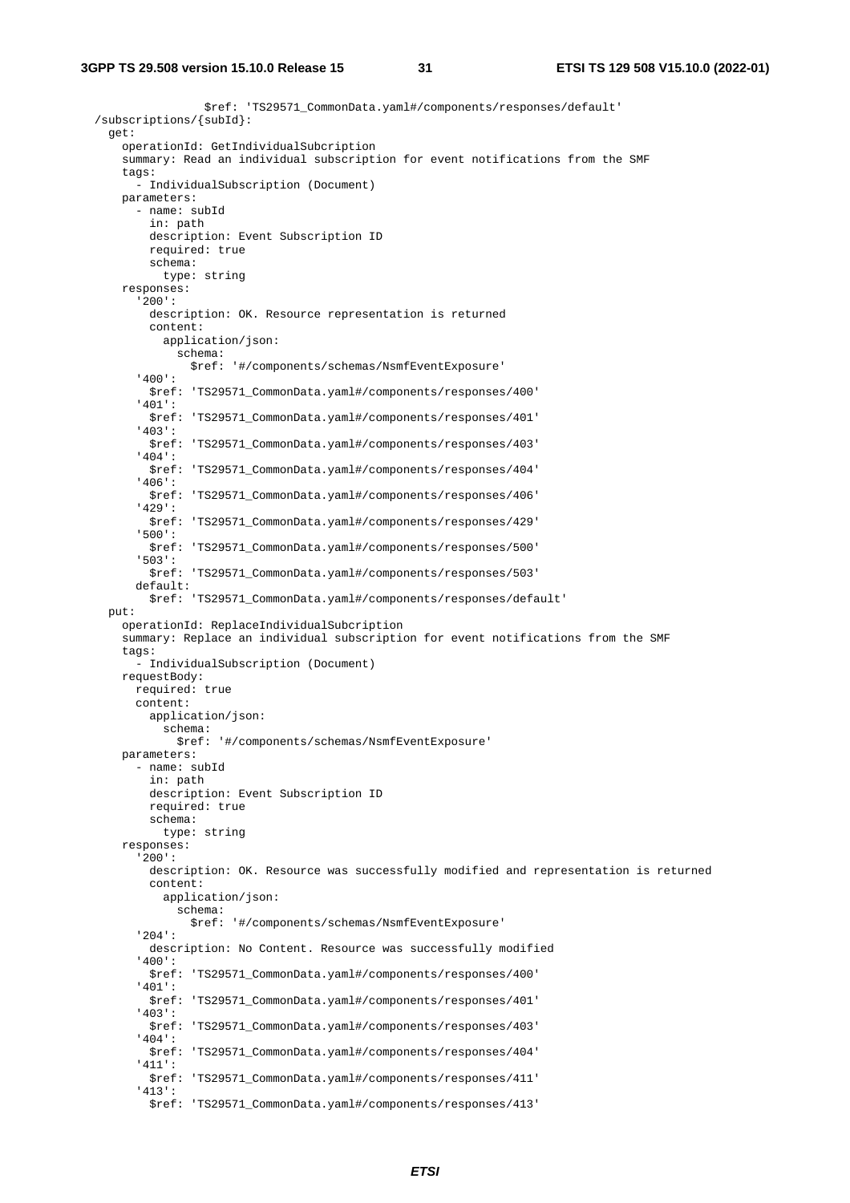```
              $ref: 'TS29571_CommonData.yaml#/components/responses/default'
  /subscriptions/{subId}:
    get:
      operationId: GetIndividualSubcription
      summary: Read an individual subscription for event notifications from the SMF
      tags:
        - IndividualSubscription (Document)
      parameters:
        - name: subId
          in: path
          description: Event Subscription ID
          required: true
          schema:
            type: string
      responses:
        '200':
          description: OK. Resource representation is returned
          content:
            application/json:
              schema:
                $ref: '#/components/schemas/NsmfEventExposure'
        '400':
          $ref: 'TS29571_CommonData.yaml#/components/responses/400'
        '401':
          $ref: 'TS29571_CommonData.yaml#/components/responses/401'
        '403':
          $ref: 'TS29571_CommonData.yaml#/components/responses/403'
        '404':
          $ref: 'TS29571_CommonData.yaml#/components/responses/404'
        '406':
          $ref: 'TS29571_CommonData.yaml#/components/responses/406'
        '429':
          $ref: 'TS29571_CommonData.yaml#/components/responses/429'
        '500':
          $ref: 'TS29571_CommonData.yaml#/components/responses/500'
        '503':
          $ref: 'TS29571_CommonData.yaml#/components/responses/503'
        default:
          $ref: 'TS29571_CommonData.yaml#/components/responses/default'
    put:
      operationId: ReplaceIndividualSubcription
      summary: Replace an individual subscription for event notifications from the SMF
      tags:
        - IndividualSubscription (Document)
      requestBody:
        required: true
        content:
          application/json:
            schema:
              $ref: '#/components/schemas/NsmfEventExposure'
      parameters:
        - name: subId
          in: path
          description: Event Subscription ID
          required: true
          schema:
            type: string
      responses:
        '200':
          description: OK. Resource was successfully modified and representation is returned
          content:
            application/json:
              schema:
                $ref: '#/components/schemas/NsmfEventExposure'
        '204':
          description: No Content. Resource was successfully modified
        '400':
          $ref: 'TS29571_CommonData.yaml#/components/responses/400'
        '401':
          $ref: 'TS29571_CommonData.yaml#/components/responses/401'
        '403':
          $ref: 'TS29571_CommonData.yaml#/components/responses/403'
        '404':
          $ref: 'TS29571_CommonData.yaml#/components/responses/404'
        '411':
          $ref: 'TS29571_CommonData.yaml#/components/responses/411'
        '413':
          $ref: 'TS29571_CommonData.yaml#/components/responses/413'
```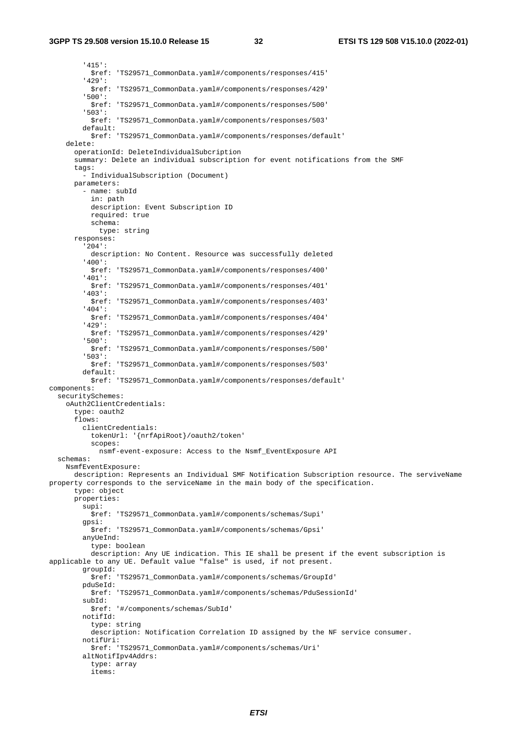```
        '415':
          $ref: 'TS29571_CommonData.yaml#/components/responses/415'
        '429':
          $ref: 'TS29571_CommonData.yaml#/components/responses/429'
        '500':
          $ref: 'TS29571_CommonData.yaml#/components/responses/500'
        '503':
          $ref: 'TS29571_CommonData.yaml#/components/responses/503'
        default:
          $ref: 'TS29571_CommonData.yaml#/components/responses/default'
    delete:
      operationId: DeleteIndividualSubcription
      summary: Delete an individual subscription for event notifications from the SMF
      tags:
        - IndividualSubscription (Document)
      parameters:
        - name: subId
          in: path
          description: Event Subscription ID
          required: true
          schema:
            type: string
      responses:
        '204':
          description: No Content. Resource was successfully deleted
        '400':
          $ref: 'TS29571_CommonData.yaml#/components/responses/400'
        '401':
          $ref: 'TS29571_CommonData.yaml#/components/responses/401'
        '403':
          $ref: 'TS29571_CommonData.yaml#/components/responses/403'
        '404':
          $ref: 'TS29571_CommonData.yaml#/components/responses/404'
        '429':
          $ref: 'TS29571_CommonData.yaml#/components/responses/429'
        '500':
          $ref: 'TS29571_CommonData.yaml#/components/responses/500'
        '503':
          $ref: 'TS29571_CommonData.yaml#/components/responses/503'
        default:
          $ref: 'TS29571_CommonData.yaml#/components/responses/default'
components:
  securitySchemes:
    oAuth2ClientCredentials:
      type: oauth2
      flows:
        clientCredentials:
          tokenUrl: '{nrfApiRoot}/oauth2/token'
          scopes:
            nsmf-event-exposure: Access to the Nsmf_EventExposure API
  schemas:
    NsmfEventExposure:
      description: Represents an Individual SMF Notification Subscription resource. The serviveName
property corresponds to the serviceName in the main body of the specification.
      type: object
      properties:
        supi:
          $ref: 'TS29571_CommonData.yaml#/components/schemas/Supi'
        gpsi:
          $ref: 'TS29571_CommonData.yaml#/components/schemas/Gpsi'
        anyUeInd:
          type: boolean
          description: Any UE indication. This IE shall be present if the event subscription is
applicable to any UE. Default value "false" is used, if not present.
        groupId:
          $ref: 'TS29571_CommonData.yaml#/components/schemas/GroupId'
        pduSeId:
          $ref: 'TS29571_CommonData.yaml#/components/schemas/PduSessionId'
        subId:
          $ref: '#/components/schemas/SubId'
        notifId:
          type: string
          description: Notification Correlation ID assigned by the NF service consumer.
        notifUri:
          $ref: 'TS29571_CommonData.yaml#/components/schemas/Uri'
        altNotifIpv4Addrs:
          type: array
          items:
```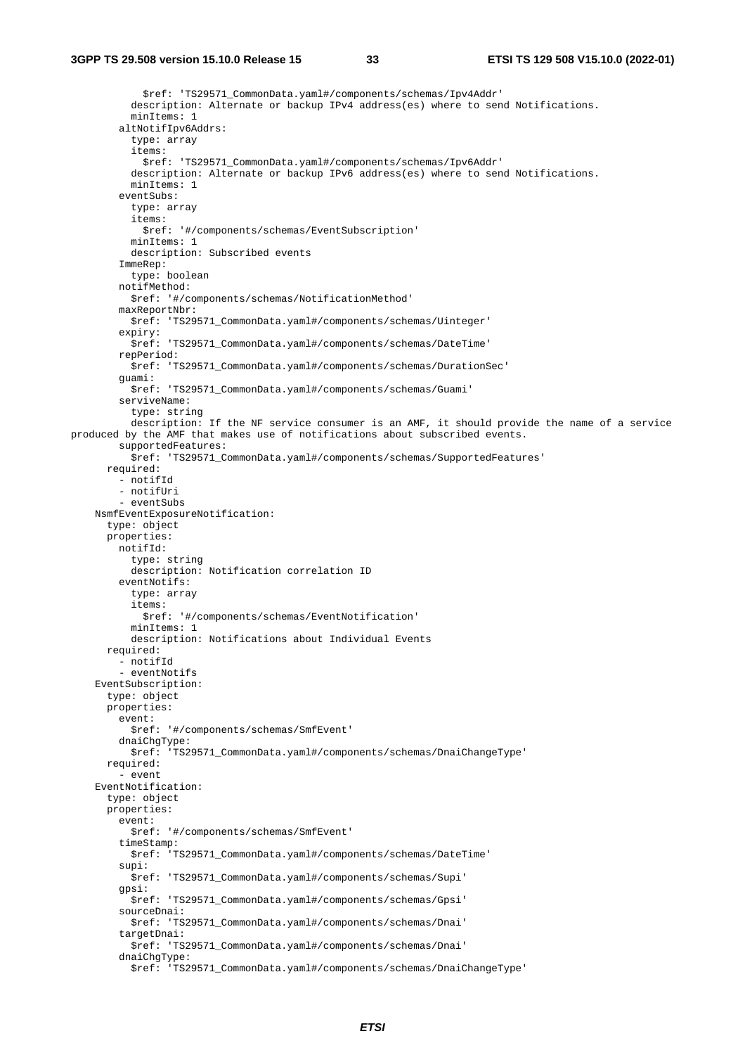```
            $ref: 'TS29571_CommonData.yaml#/components/schemas/Ipv4Addr'
          description: Alternate or backup IPv4 address(es) where to send Notifications.
          minItems: 1
        altNotifIpv6Addrs:
          type: array
          items:
            $ref: 'TS29571_CommonData.yaml#/components/schemas/Ipv6Addr'
          description: Alternate or backup IPv6 address(es) where to send Notifications.
          minItems: 1
        eventSubs:
          type: array
          items:
            $ref: '#/components/schemas/EventSubscription'
          minItems: 1
          description: Subscribed events
        ImmeRep:
          type: boolean
        notifMethod:
          $ref: '#/components/schemas/NotificationMethod'
        maxReportNbr:
          $ref: 'TS29571_CommonData.yaml#/components/schemas/Uinteger'
        expiry:
          $ref: 'TS29571_CommonData.yaml#/components/schemas/DateTime'
        repPeriod:
          $ref: 'TS29571_CommonData.yaml#/components/schemas/DurationSec'
        guami:
          $ref: 'TS29571_CommonData.yaml#/components/schemas/Guami'
        serviveName:
          type: string
          description: If the NF service consumer is an AMF, it should provide the name of a service
produced by the AMF that makes use of notifications about subscribed events.
        supportedFeatures:
          $ref: 'TS29571_CommonData.yaml#/components/schemas/SupportedFeatures'
      required:
        - notifId
        - notifUri
        - eventSubs
    NsmfEventExposureNotification:
      type: object
      properties:
        notifId:
          type: string
          description: Notification correlation ID
        eventNotifs:
          type: array
          items:
            $ref: '#/components/schemas/EventNotification'
          minItems: 1
          description: Notifications about Individual Events
      required:
        - notifId
        - eventNotifs
    EventSubscription:
      type: object
      properties:
        event:
          $ref: '#/components/schemas/SmfEvent'
        dnaiChgType:
          $ref: 'TS29571_CommonData.yaml#/components/schemas/DnaiChangeType'
      required:
        - event
    EventNotification:
      type: object
      properties:
        event:
          $ref: '#/components/schemas/SmfEvent'
        timeStamp:
          $ref: 'TS29571_CommonData.yaml#/components/schemas/DateTime'
        supi:
          $ref: 'TS29571_CommonData.yaml#/components/schemas/Supi'
        gpsi:
          $ref: 'TS29571_CommonData.yaml#/components/schemas/Gpsi'
        sourceDnai:
          $ref: 'TS29571_CommonData.yaml#/components/schemas/Dnai'
        targetDnai:
          $ref: 'TS29571_CommonData.yaml#/components/schemas/Dnai'
        dnaiChgType:
          $ref: 'TS29571_CommonData.yaml#/components/schemas/DnaiChangeType'
```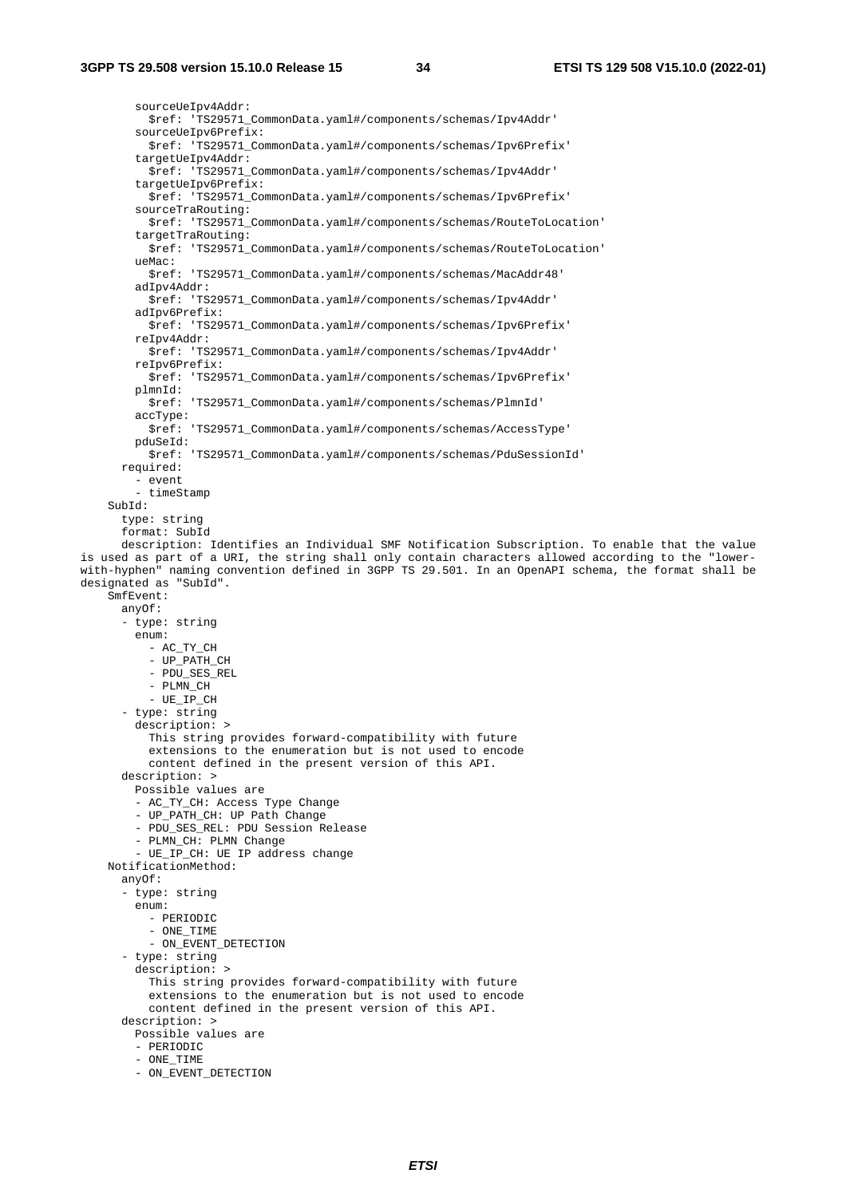```
        sourceUeIpv4Addr:
          $ref: 'TS29571_CommonData.yaml#/components/schemas/Ipv4Addr'
        sourceUeIpv6Prefix:
          $ref: 'TS29571_CommonData.yaml#/components/schemas/Ipv6Prefix'
        targetUeIpv4Addr:
          $ref: 'TS29571_CommonData.yaml#/components/schemas/Ipv4Addr'
        targetUeIpv6Prefix:
          $ref: 'TS29571_CommonData.yaml#/components/schemas/Ipv6Prefix'
        sourceTraRouting:
          $ref: 'TS29571_CommonData.yaml#/components/schemas/RouteToLocation'
        targetTraRouting:
          $ref: 'TS29571_CommonData.yaml#/components/schemas/RouteToLocation'
        ueMac:
          $ref: 'TS29571_CommonData.yaml#/components/schemas/MacAddr48'
        adIpv4Addr:
          $ref: 'TS29571_CommonData.yaml#/components/schemas/Ipv4Addr'
        adIpv6Prefix:
          $ref: 'TS29571_CommonData.yaml#/components/schemas/Ipv6Prefix'
        reIpv4Addr:
          $ref: 'TS29571_CommonData.yaml#/components/schemas/Ipv4Addr'
        reIpv6Prefix:
          $ref: 'TS29571_CommonData.yaml#/components/schemas/Ipv6Prefix'
        plmnId:
          $ref: 'TS29571_CommonData.yaml#/components/schemas/PlmnId'
        accType:
          $ref: 'TS29571_CommonData.yaml#/components/schemas/AccessType'
        pduSeId:
          $ref: 'TS29571_CommonData.yaml#/components/schemas/PduSessionId'
      required:
        - event
        - timeStamp
    SubId:
      type: string
      format: SubId
      description: Identifies an Individual SMF Notification Subscription. To enable that the value
is used as part of a URI, the string shall only contain characters allowed according to the "lower-
with-hyphen" naming convention defined in 3GPP TS 29.501. In an OpenAPI schema, the format shall be
designated as "SubId".
    SmfEvent:
      anyOf:
      - type: string
        enum:
          - AC_TY_CH
          - UP_PATH_CH
          - PDU_SES_REL
          - PLMN_CH
          - UE_IP_CH
      - type: string
        description: >
          This string provides forward-compatibility with future
          extensions to the enumeration but is not used to encode
          content defined in the present version of this API.
      description: >
        Possible values are
        - AC_TY_CH: Access Type Change
        - UP_PATH_CH: UP Path Change
        - PDU_SES_REL: PDU Session Release
        - PLMN_CH: PLMN Change
        - UE_IP_CH: UE IP address change
    NotificationMethod:
      anyOf:
      - type: string
        enum:
          - PERIODIC
          - ONE_TIME
          - ON_EVENT_DETECTION
      - type: string
        description: >
          This string provides forward-compatibility with future
          extensions to the enumeration but is not used to encode
          content defined in the present version of this API.
      description: >
        Possible values are
        - PERIODIC
        - ONE_TIME
        - ON_EVENT_DETECTION
```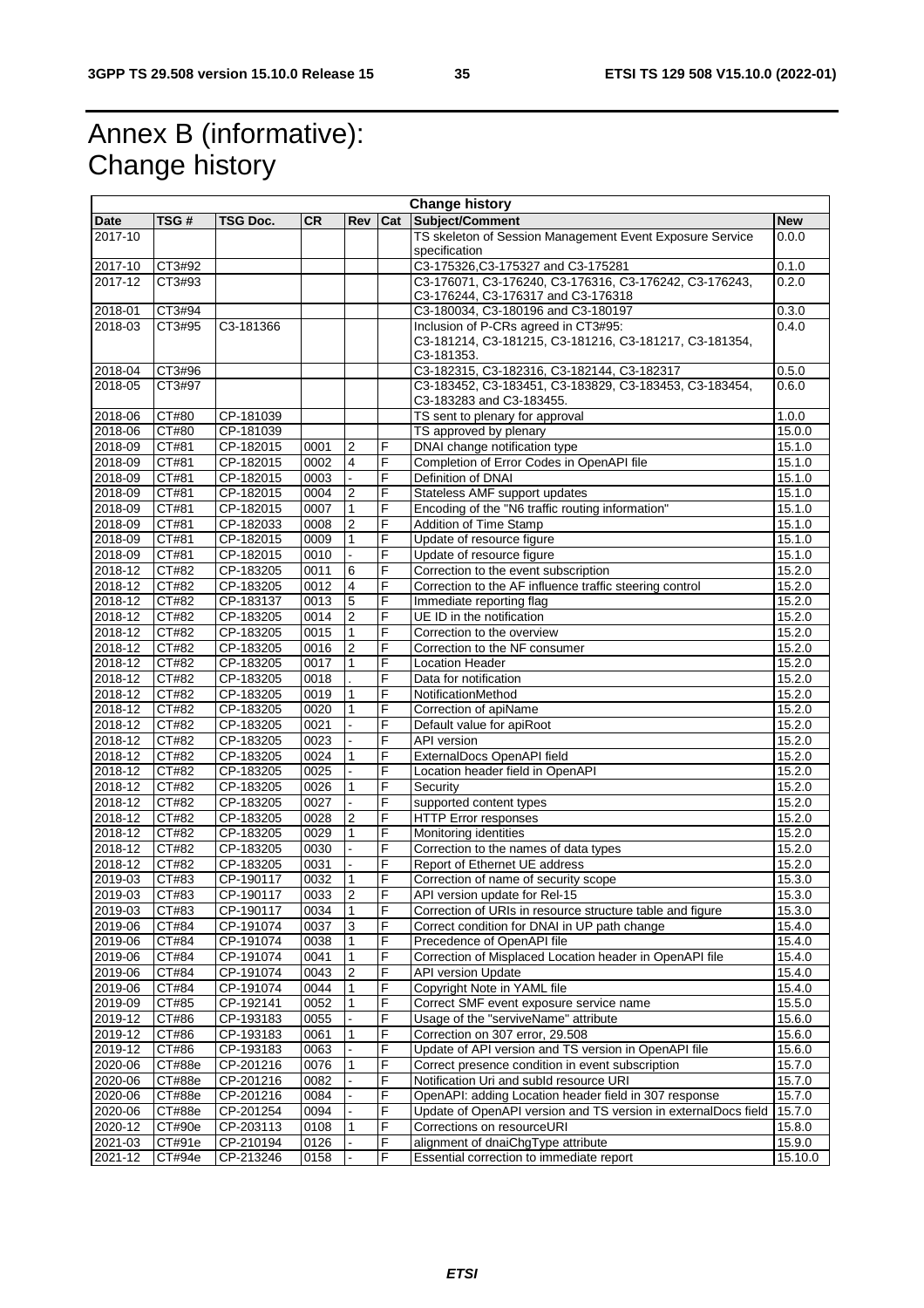# Annex B (informative): Change history

| Change history | | | | | | | |
|---|---|---|---|---|---|---|---|
| **Date** | **TSG #** | **TSG Doc.** | **CR** | **Rev** | **Cat** | **Subject/Comment** | **New** |
| 2017-10 | | | | | | TS skeleton of Session Management Event Exposure Service specification | 0.0.0 |
| 2017-10 | CT3#92 | | | | | C3-175326,C3-175327 and C3-175281 | 0.1.0 |
| 2017-12 | CT3#93 | | | | | C3-176071, C3-176240, C3-176316, C3-176242, C3-176243, C3-176244, C3-176317 and C3-176318 | 0.2.0 |
| 2018-01 | CT3#94 | | | | | C3-180034, C3-180196 and C3-180197 | 0.3.0 |
| 2018-03 | CT3#95 | C3-181366 | | | | Inclusion of P-CRs agreed in CT3#95: C3-181214, C3-181215, C3-181216, C3-181217, C3-181354, C3-181353. | 0.4.0 |
| 2018-04 | CT3#96 | | | | | C3-182315, C3-182316, C3-182144, C3-182317 | 0.5.0 |
| 2018-05 | CT3#97 | | | | | C3-183452, C3-183451, C3-183829, C3-183453, C3-183454, C3-183283 and C3-183455. | 0.6.0 |
| 2018-06 | CT#80 | CP-181039 | | | | TS sent to plenary for approval | 1.0.0 |
| 2018-06 | CT#80 | CP-181039 | | | | TS approved by plenary | 15.0.0 |
| 2018-09 | CT#81 | CP-182015 | 0001 | 2 | F | DNAI change notification type | 15.1.0 |
| 2018-09 | CT#81 | CP-182015 | 0002 | 4 | F | Completion of Error Codes in OpenAPI file | 15.1.0 |
| 2018-09 | CT#81 | CP-182015 | 0003 | - | F | Definition of DNAI | 15.1.0 |
| 2018-09 | CT#81 | CP-182015 | 0004 | 2 | F | Stateless AMF support updates | 15.1.0 |
| 2018-09 | CT#81 | CP-182015 | 0007 | 1 | F | Encoding of the "N6 traffic routing information" | 15.1.0 |
| 2018-09 | CT#81 | CP-182033 | 0008 | 2 | F | Addition of Time Stamp | 15.1.0 |
| 2018-09 | CT#81 | CP-182015 | 0009 | 1 | F | Update of resource figure | 15.1.0 |
| 2018-09 | CT#81 | CP-182015 | 0010 | - | F | Update of resource figure | 15.1.0 |
| 2018-12 | CT#82 | CP-183205 | 0011 | 6 | F | Correction to the event subscription | 15.2.0 |
| 2018-12 | CT#82 | CP-183205 | 0012 | 4 | F | Correction to the AF influence traffic steering control | 15.2.0 |
| 2018-12 | CT#82 | CP-183137 | 0013 | 5 | F | Immediate reporting flag | 15.2.0 |
| 2018-12 | CT#82 | CP-183205 | 0014 | 2 | F | UE ID in the notification | 15.2.0 |
| 2018-12 | CT#82 | CP-183205 | 0015 | 1 | F | Correction to the overview | 15.2.0 |
| 2018-12 | CT#82 | CP-183205 | 0016 | 2 | F | Correction to the NF consumer | 15.2.0 |
| 2018-12 | CT#82 | CP-183205 | 0017 | 1 | F | Location Header | 15.2.0 |
| 2018-12 | CT#82 | CP-183205 | 0018 | . | F | Data for notification | 15.2.0 |
| 2018-12 | CT#82 | CP-183205 | 0019 | 1 | F | NotificationMethod | 15.2.0 |
| 2018-12 | CT#82 | CP-183205 | 0020 | 1 | F | Correction of apiName | 15.2.0 |
| 2018-12 | CT#82 | CP-183205 | 0021 | - | F | Default value for apiRoot | 15.2.0 |
| 2018-12 | CT#82 | CP-183205 | 0023 | - | F | API version | 15.2.0 |
| 2018-12 | CT#82 | CP-183205 | 0024 | 1 | F | ExternalDocs OpenAPI field | 15.2.0 |
| 2018-12 | CT#82 | CP-183205 | 0025 | - | F | Location header field in OpenAPI | 15.2.0 |
| 2018-12 | CT#82 | CP-183205 | 0026 | 1 | F | Security | 15.2.0 |
| 2018-12 | CT#82 | CP-183205 | 0027 | - | F | supported content types | 15.2.0 |
| 2018-12 | CT#82 | CP-183205 | 0028 | 2 | F | HTTP Error responses | 15.2.0 |
| 2018-12 | CT#82 | CP-183205 | 0029 | 1 | F | Monitoring identities | 15.2.0 |
| 2018-12 | CT#82 | CP-183205 | 0030 | - | F | Correction to the names of data types | 15.2.0 |
| 2018-12 | CT#82 | CP-183205 | 0031 | - | F | Report of Ethernet UE address | 15.2.0 |
| 2019-03 | CT#83 | CP-190117 | 0032 | 1 | F | Correction of name of security scope | 15.3.0 |
| 2019-03 | CT#83 | CP-190117 | 0033 | 2 | F | API version update for Rel-15 | 15.3.0 |
| 2019-03 | CT#83 | CP-190117 | 0034 | 1 | F | Correction of URIs in resource structure table and figure | 15.3.0 |
| 2019-06 | CT#84 | CP-191074 | 0037 | 3 | F | Correct condition for DNAI in UP path change | 15.4.0 |
| 2019-06 | CT#84 | CP-191074 | 0038 | 1 | F | Precedence of OpenAPI file | 15.4.0 |
| 2019-06 | CT#84 | CP-191074 | 0041 | 1 | F | Correction of Misplaced Location header in OpenAPI file | 15.4.0 |
| 2019-06 | CT#84 | CP-191074 | 0043 | 2 | F | API version Update | 15.4.0 |
| 2019-06 | CT#84 | CP-191074 | 0044 | 1 | F | Copyright Note in YAML file | 15.4.0 |
| 2019-09 | CT#85 | CP-192141 | 0052 | 1 | F | Correct SMF event exposure service name | 15.5.0 |
| 2019-12 | CT#86 | CP-193183 | 0055 | - | F | Usage of the "serviveName" attribute | 15.6.0 |
| 2019-12 | CT#86 | CP-193183 | 0061 | 1 | F | Correction on 307 error, 29.508 | 15.6.0 |
| 2019-12 | CT#86 | CP-193183 | 0063 | - | F | Update of API version and TS version in OpenAPI file | 15.6.0 |
| 2020-06 | CT#88e | CP-201216 | 0076 | 1 | F | Correct presence condition in event subscription | 15.7.0 |
| 2020-06 | CT#88e | CP-201216 | 0082 | - | F | Notification Uri and subId resource URI | 15.7.0 |
| 2020-06 | CT#88e | CP-201216 | 0084 | - | F | OpenAPI: adding Location header field in 307 response | 15.7.0 |
| 2020-06 | CT#88e | CP-201254 | 0094 | - | F | Update of OpenAPI version and TS version in externalDocs field | 15.7.0 |
| 2020-12 | CT#90e | CP-203113 | 0108 | 1 | F | Corrections on resourceURI | 15.8.0 |
| 2021-03 | CT#91e | CP-210194 | 0126 | - | F | alignment of dnaiChgType attribute | 15.9.0 |
| 2021-12 | CT#94e | CP-213246 | 0158 | - | F | Essential correction to immediate report | 15.10.0 |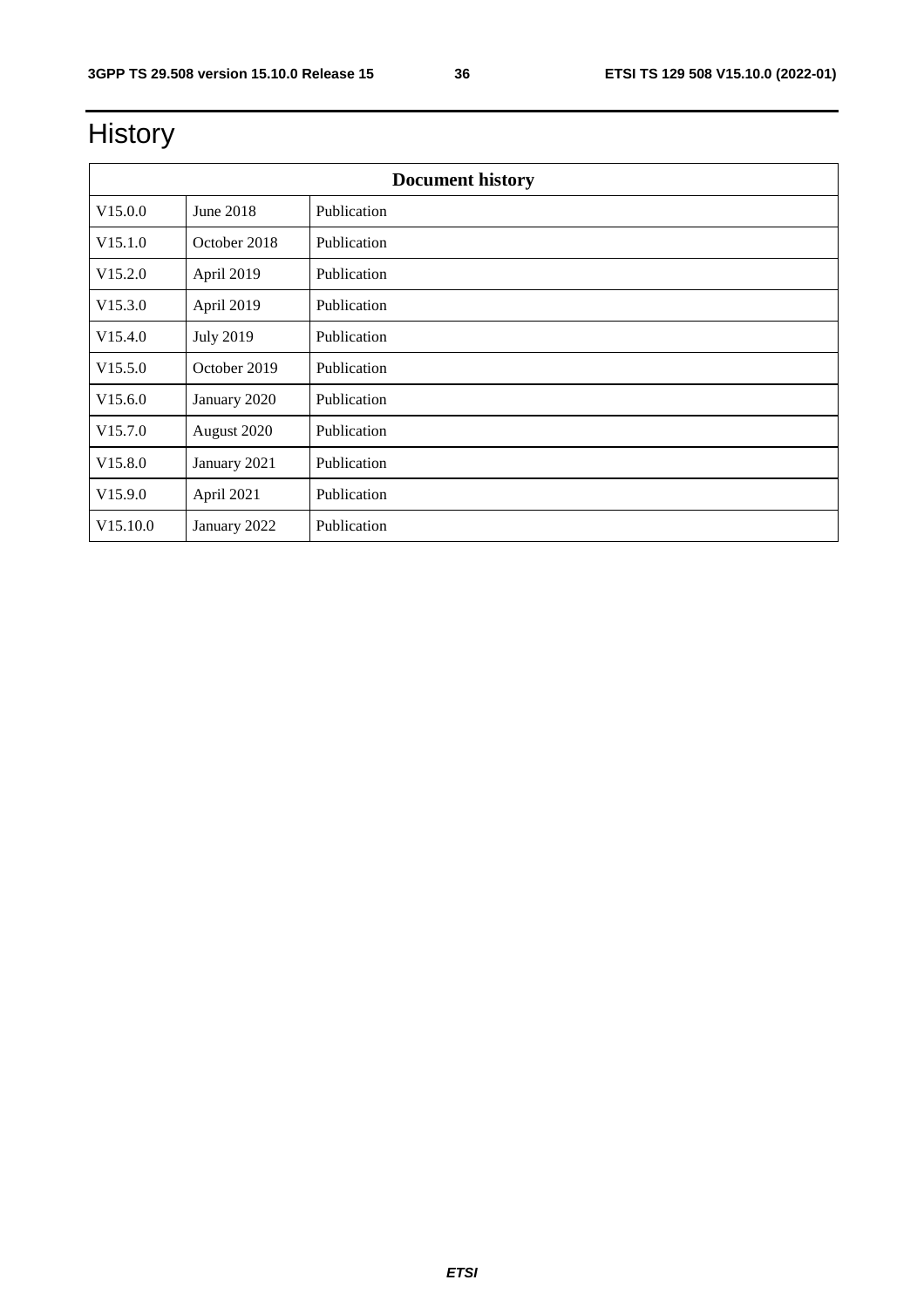# History

| Document history | | |
|---|---|---|
| V15.0.0 | June 2018 | Publication |
| V15.1.0 | October 2018 | Publication |
| V15.2.0 | April 2019 | Publication |
| V15.3.0 | April 2019 | Publication |
| V15.4.0 | July 2019 | Publication |
| V15.5.0 | October 2019 | Publication |
| V15.6.0 | January 2020 | Publication |
| V15.7.0 | August 2020 | Publication |
| V15.8.0 | January 2021 | Publication |
| V15.9.0 | April 2021 | Publication |
| V15.10.0 | January 2022 | Publication |